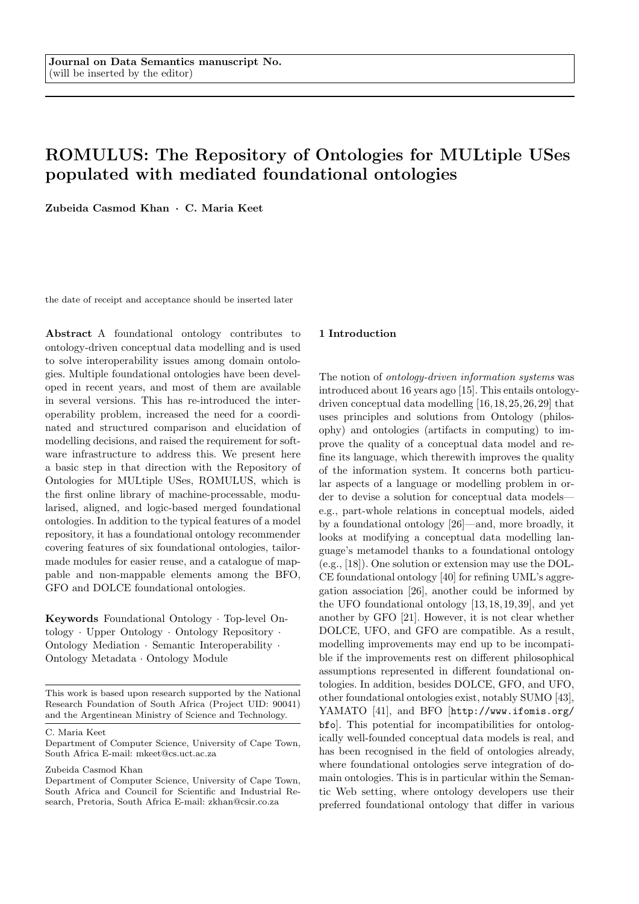Journal on Data Semantics manuscript No.
(will be inserted by the editor)

# ROMULUS: The Repository of Ontologies for MULtiple USes populated with mediated foundational ontologies

**Zubeida Casmod Khan · C. Maria Keet**

the date of receipt and acceptance should be inserted later

**Abstract** A foundational ontology contributes to ontology-driven conceptual data modelling and is used to solve interoperability issues among domain ontologies. Multiple foundational ontologies have been developed in recent years, and most of them are available in several versions. This has re-introduced the interoperability problem, increased the need for a coordinated and structured comparison and elucidation of modelling decisions, and raised the requirement for software infrastructure to address this. We present here a basic step in that direction with the Repository of Ontologies for MULtiple USes, ROMULUS, which is the first online library of machine-processable, modularised, aligned, and logic-based merged foundational ontologies. In addition to the typical features of a model repository, it has a foundational ontology recommender covering features of six foundational ontologies, tailor-made modules for easier reuse, and a catalogue of mappable and non-mappable elements among the BFO, GFO and DOLCE foundational ontologies.

**Keywords** Foundational Ontology · Top-level Ontology · Upper Ontology · Ontology Repository · Ontology Mediation · Semantic Interoperability · Ontology Metadata · Ontology Module

This work is based upon research supported by the National Research Foundation of South Africa (Project UID: 90041) and the Argentinean Ministry of Science and Technology.

C. Maria Keet
Department of Computer Science, University of Cape Town, South Africa E-mail: mkeet@cs.uct.ac.za

Zubeida Casmod Khan
Department of Computer Science, University of Cape Town, South Africa and Council for Scientific and Industrial Research, Pretoria, South Africa E-mail: zkhan@csir.co.za

## 1 Introduction

The notion of *ontology-driven information systems* was introduced about 16 years ago [15]. This entails ontology-driven conceptual data modelling [16,18,25,26,29] that uses principles and solutions from Ontology (philosophy) and ontologies (artifacts in computing) to improve the quality of a conceptual data model and refine its language, which therewith improves the quality of the information system. It concerns both particular aspects of a language or modelling problem in order to devise a solution for conceptual data models—e.g., part-whole relations in conceptual models, aided by a foundational ontology [26]—and, more broadly, it looks at modifying a conceptual data modelling language's metamodel thanks to a foundational ontology (e.g., [18]). One solution or extension may use the DOLCE foundational ontology [40] for refining UML's aggregation association [26], another could be informed by the UFO foundational ontology [13,18,19,39], and yet another by GFO [21]. However, it is not clear whether DOLCE, UFO, and GFO are compatible. As a result, modelling improvements may end up to be incompatible if the improvements rest on different philosophical assumptions represented in different foundational ontologies. In addition, besides DOLCE, GFO, and UFO, other foundational ontologies exist, notably SUMO [43], YAMATO [41], and BFO [http://www.ifomis.org/bfo]. This potential for incompatibilities for ontologically well-founded conceptual data models is real, and has been recognised in the field of ontologies already, where foundational ontologies serve integration of domain ontologies. This is in particular within the Semantic Web setting, where ontology developers use their preferred foundational ontology that differ in various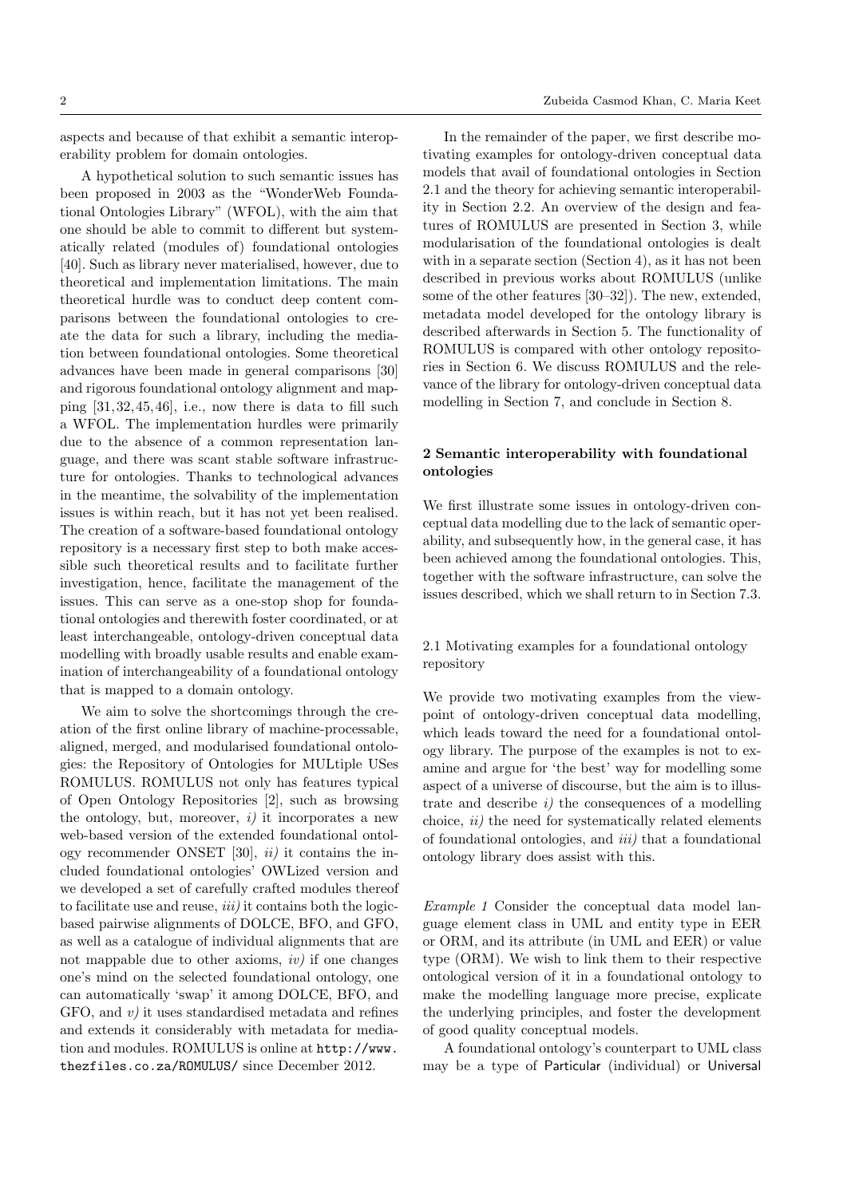aspects and because of that exhibit a semantic interoperability problem for domain ontologies.

A hypothetical solution to such semantic issues has been proposed in 2003 as the "WonderWeb Foundational Ontologies Library" (WFOL), with the aim that one should be able to commit to different but systematically related (modules of) foundational ontologies [40]. Such as library never materialised, however, due to theoretical and implementation limitations. The main theoretical hurdle was to conduct deep content comparisons between the foundational ontologies to create the data for such a library, including the mediation between foundational ontologies. Some theoretical advances have been made in general comparisons [30] and rigorous foundational ontology alignment and mapping [31,32,45,46], i.e., now there is data to fill such a WFOL. The implementation hurdles were primarily due to the absence of a common representation language, and there was scant stable software infrastructure for ontologies. Thanks to technological advances in the meantime, the solvability of the implementation issues is within reach, but it has not yet been realised. The creation of a software-based foundational ontology repository is a necessary first step to both make accessible such theoretical results and to facilitate further investigation, hence, facilitate the management of the issues. This can serve as a one-stop shop for foundational ontologies and therewith foster coordinated, or at least interchangeable, ontology-driven conceptual data modelling with broadly usable results and enable examination of interchangeability of a foundational ontology that is mapped to a domain ontology.

We aim to solve the shortcomings through the creation of the first online library of machine-processable, aligned, merged, and modularised foundational ontologies: the Repository of Ontologies for MULtiple USes ROMULUS. ROMULUS not only has features typical of Open Ontology Repositories [2], such as browsing the ontology, but, moreover, *i)* it incorporates a new web-based version of the extended foundational ontology recommender ONSET [30], *ii)* it contains the included foundational ontologies' OWLized version and we developed a set of carefully crafted modules thereof to facilitate use and reuse, *iii)* it contains both the logic-based pairwise alignments of DOLCE, BFO, and GFO, as well as a catalogue of individual alignments that are not mappable due to other axioms, *iv)* if one changes one's mind on the selected foundational ontology, one can automatically 'swap' it among DOLCE, BFO, and GFO, and *v)* it uses standardised metadata and refines and extends it considerably with metadata for mediation and modules. ROMULUS is online at `http://www.thezfiles.co.za/ROMULUS/` since December 2012.

In the remainder of the paper, we first describe motivating examples for ontology-driven conceptual data models that avail of foundational ontologies in Section 2.1 and the theory for achieving semantic interoperability in Section 2.2. An overview of the design and features of ROMULUS are presented in Section 3, while modularisation of the foundational ontologies is dealt with in a separate section (Section 4), as it has not been described in previous works about ROMULUS (unlike some of the other features [30–32]). The new, extended, metadata model developed for the ontology library is described afterwards in Section 5. The functionality of ROMULUS is compared with other ontology repositories in Section 6. We discuss ROMULUS and the relevance of the library for ontology-driven conceptual data modelling in Section 7, and conclude in Section 8.

## 2 Semantic interoperability with foundational ontologies

We first illustrate some issues in ontology-driven conceptual data modelling due to the lack of semantic operability, and subsequently how, in the general case, it has been achieved among the foundational ontologies. This, together with the software infrastructure, can solve the issues described, which we shall return to in Section 7.3.

### 2.1 Motivating examples for a foundational ontology repository

We provide two motivating examples from the viewpoint of ontology-driven conceptual data modelling, which leads toward the need for a foundational ontology library. The purpose of the examples is not to examine and argue for 'the best' way for modelling some aspect of a universe of discourse, but the aim is to illustrate and describe *i)* the consequences of a modelling choice, *ii)* the need for systematically related elements of foundational ontologies, and *iii)* that a foundational ontology library does assist with this.

*Example 1* Consider the conceptual data model language element class in UML and entity type in EER or ORM, and its attribute (in UML and EER) or value type (ORM). We wish to link them to their respective ontological version of it in a foundational ontology to make the modelling language more precise, explicate the underlying principles, and foster the development of good quality conceptual models.

A foundational ontology's counterpart to UML class may be a type of Particular (individual) or Universal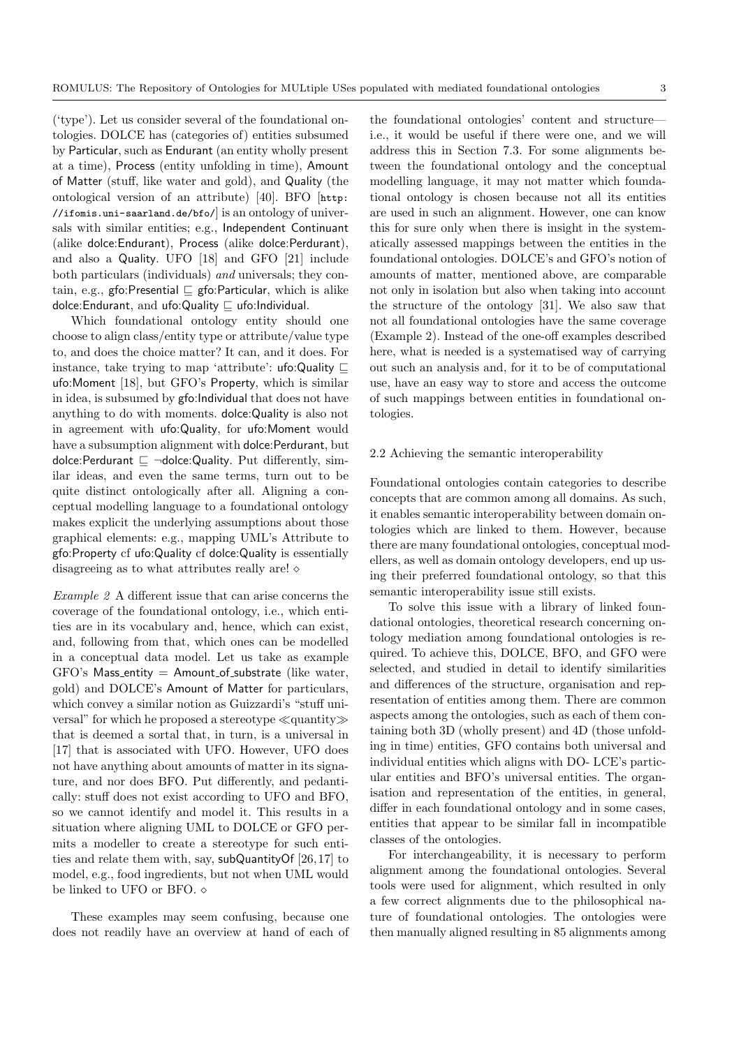('type'). Let us consider several of the foundational ontologies. DOLCE has (categories of) entities subsumed by Particular, such as Endurant (an entity wholly present at a time), Process (entity unfolding in time), Amount of Matter (stuff, like water and gold), and Quality (the ontological version of an attribute) [40]. BFO [http://ifomis.uni-saarland.de/bfo/] is an ontology of universals with similar entities; e.g., Independent Continuant (alike dolce:Endurant), Process (alike dolce:Perdurant), and also a Quality. UFO [18] and GFO [21] include both particulars (individuals) *and* universals; they contain, e.g., gfo:Presential $\sqsubseteq$ gfo:Particular, which is alike dolce:Endurant, and ufo:Quality $\sqsubseteq$ ufo:Individual.

Which foundational ontology entity should one choose to align class/entity type or attribute/value type to, and does the choice matter? It can, and it does. For instance, take trying to map 'attribute': ufo:Quality $\sqsubseteq$ ufo:Moment [18], but GFO's Property, which is similar in idea, is subsumed by gfo:Individual that does not have anything to do with moments. dolce:Quality is also not in agreement with ufo:Quality, for ufo:Moment would have a subsumption alignment with dolce:Perdurant, but dolce:Perdurant $\sqsubseteq$ $\neg$dolce:Quality. Put differently, similar ideas, and even the same terms, turn out to be quite distinct ontologically after all. Aligning a conceptual modelling language to a foundational ontology makes explicit the underlying assumptions about those graphical elements: e.g., mapping UML's Attribute to gfo:Property cf ufo:Quality cf dolce:Quality is essentially disagreeing as to what attributes really are! $\diamond$

*Example 2* A different issue that can arise concerns the coverage of the foundational ontology, i.e., which entities are in its vocabulary and, hence, which can exist, and, following from that, which ones can be modelled in a conceptual data model. Let us take as example GFO's Mass_entity = Amount_of_substrate (like water, gold) and DOLCE's Amount of Matter for particulars, which convey a similar notion as Guizzardi's "stuff universal" for which he proposed a stereotype ≪quantity≫ that is deemed a sortal that, in turn, is a universal in [17] that is associated with UFO. However, UFO does not have anything about amounts of matter in its signature, and nor does BFO. Put differently, and pedantically: stuff does not exist according to UFO and BFO, so we cannot identify and model it. This results in a situation where aligning UML to DOLCE or GFO permits a modeller to create a stereotype for such entities and relate them with, say, subQuantityOf [26,17] to model, e.g., food ingredients, but not when UML would be linked to UFO or BFO. $\diamond$

These examples may seem confusing, because one does not readily have an overview at hand of each of the foundational ontologies' content and structure—i.e., it would be useful if there were one, and we will address this in Section 7.3. For some alignments between the foundational ontology and the conceptual modelling language, it may not matter which foundational ontology is chosen because not all its entities are used in such an alignment. However, one can know this for sure only when there is insight in the systematically assessed mappings between the entities in the foundational ontologies. DOLCE's and GFO's notion of amounts of matter, mentioned above, are comparable not only in isolation but also when taking into account the structure of the ontology [31]. We also saw that not all foundational ontologies have the same coverage (Example 2). Instead of the one-off examples described here, what is needed is a systematised way of carrying out such an analysis and, for it to be of computational use, have an easy way to store and access the outcome of such mappings between entities in foundational ontologies.

### 2.2 Achieving the semantic interoperability

Foundational ontologies contain categories to describe concepts that are common among all domains. As such, it enables semantic interoperability between domain ontologies which are linked to them. However, because there are many foundational ontologies, conceptual modellers, as well as domain ontology developers, end up using their preferred foundational ontology, so that this semantic interoperability issue still exists.

To solve this issue with a library of linked foundational ontologies, theoretical research concerning ontology mediation among foundational ontologies is required. To achieve this, DOLCE, BFO, and GFO were selected, and studied in detail to identify similarities and differences of the structure, organisation and representation of entities among them. There are common aspects among the ontologies, such as each of them containing both 3D (wholly present) and 4D (those unfolding in time) entities, GFO contains both universal and individual entities which aligns with DO- LCE's particular entities and BFO's universal entities. The organisation and representation of the entities, in general, differ in each foundational ontology and in some cases, entities that appear to be similar fall in incompatible classes of the ontologies.

For interchangeability, it is necessary to perform alignment among the foundational ontologies. Several tools were used for alignment, which resulted in only a few correct alignments due to the philosophical nature of foundational ontologies. The ontologies were then manually aligned resulting in 85 alignments among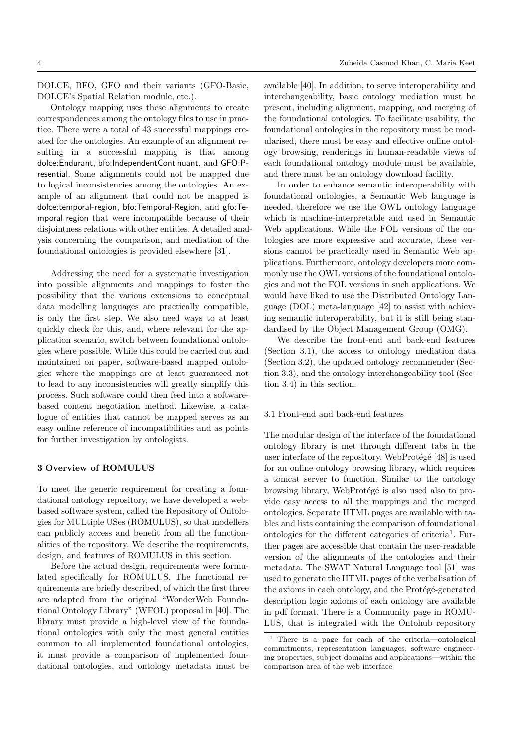DOLCE, BFO, GFO and their variants (GFO-Basic, DOLCE's Spatial Relation module, etc.).

Ontology mapping uses these alignments to create correspondences among the ontology files to use in practice. There were a total of 43 successful mappings created for the ontologies. An example of an alignment resulting in a successful mapping is that among dolce:Endurant, bfo:IndependentContinuant, and GFO:Presential. Some alignments could not be mapped due to logical inconsistencies among the ontologies. An example of an alignment that could not be mapped is dolce:temporal-region, bfo:Temporal-Region, and gfo:Temporal_region that were incompatible because of their disjointness relations with other entities. A detailed analysis concerning the comparison, and mediation of the foundational ontologies is provided elsewhere [31].

Addressing the need for a systematic investigation into possible alignments and mappings to foster the possibility that the various extensions to conceptual data modelling languages are practically compatible, is only the first step. We also need ways to at least quickly check for this, and, where relevant for the application scenario, switch between foundational ontologies where possible. While this could be carried out and maintained on paper, software-based mapped ontologies where the mappings are at least guaranteed not to lead to any inconsistencies will greatly simplify this process. Such software could then feed into a software-based content negotiation method. Likewise, a catalogue of entities that cannot be mapped serves as an easy online reference of incompatibilities and as points for further investigation by ontologists.

## 3 Overview of ROMULUS

To meet the generic requirement for creating a foundational ontology repository, we have developed a web-based software system, called the Repository of Ontologies for MULtiple USes (ROMULUS), so that modellers can publicly access and benefit from all the functionalities of the repository. We describe the requirements, design, and features of ROMULUS in this section.

Before the actual design, requirements were formulated specifically for ROMULUS. The functional requirements are briefly described, of which the first three are adapted from the original "WonderWeb Foundational Ontology Library" (WFOL) proposal in [40]. The library must provide a high-level view of the foundational ontologies with only the most general entities common to all implemented foundational ontologies, it must provide a comparison of implemented foundational ontologies, and ontology metadata must be available [40]. In addition, to serve interoperability and interchangeability, basic ontology mediation must be present, including alignment, mapping, and merging of the foundational ontologies. To facilitate usability, the foundational ontologies in the repository must be modularised, there must be easy and effective online ontology browsing, renderings in human-readable views of each foundational ontology module must be available, and there must be an ontology download facility.

In order to enhance semantic interoperability with foundational ontologies, a Semantic Web language is needed, therefore we use the OWL ontology language which is machine-interpretable and used in Semantic Web applications. While the FOL versions of the ontologies are more expressive and accurate, these versions cannot be practically used in Semantic Web applications. Furthermore, ontology developers more commonly use the OWL versions of the foundational ontologies and not the FOL versions in such applications. We would have liked to use the Distributed Ontology Language (DOL) meta-language [42] to assist with achieving semantic interoperability, but it is still being standardised by the Object Management Group (OMG).

We describe the front-end and back-end features (Section 3.1), the access to ontology mediation data (Section 3.2), the updated ontology recommender (Section 3.3), and the ontology interchangeability tool (Section 3.4) in this section.

### 3.1 Front-end and back-end features

The modular design of the interface of the foundational ontology library is met through different tabs in the user interface of the repository. WebProtégé [48] is used for an online ontology browsing library, which requires a tomcat server to function. Similar to the ontology browsing library, WebProtégé is also used also to provide easy access to all the mappings and the merged ontologies. Separate HTML pages are available with tables and lists containing the comparison of foundational ontologies for the different categories of criteria[1]. Further pages are accessible that contain the user-readable version of the alignments of the ontologies and their metadata. The SWAT Natural Language tool [51] was used to generate the HTML pages of the verbalisation of the axioms in each ontology, and the Protégé-generated description logic axioms of each ontology are available in pdf format. There is a Community page in ROMULUS, that is integrated with the Ontohub repository

[1] There is a page for each of the criteria—ontological commitments, representation languages, software engineering properties, subject domains and applications—within the comparison area of the web interface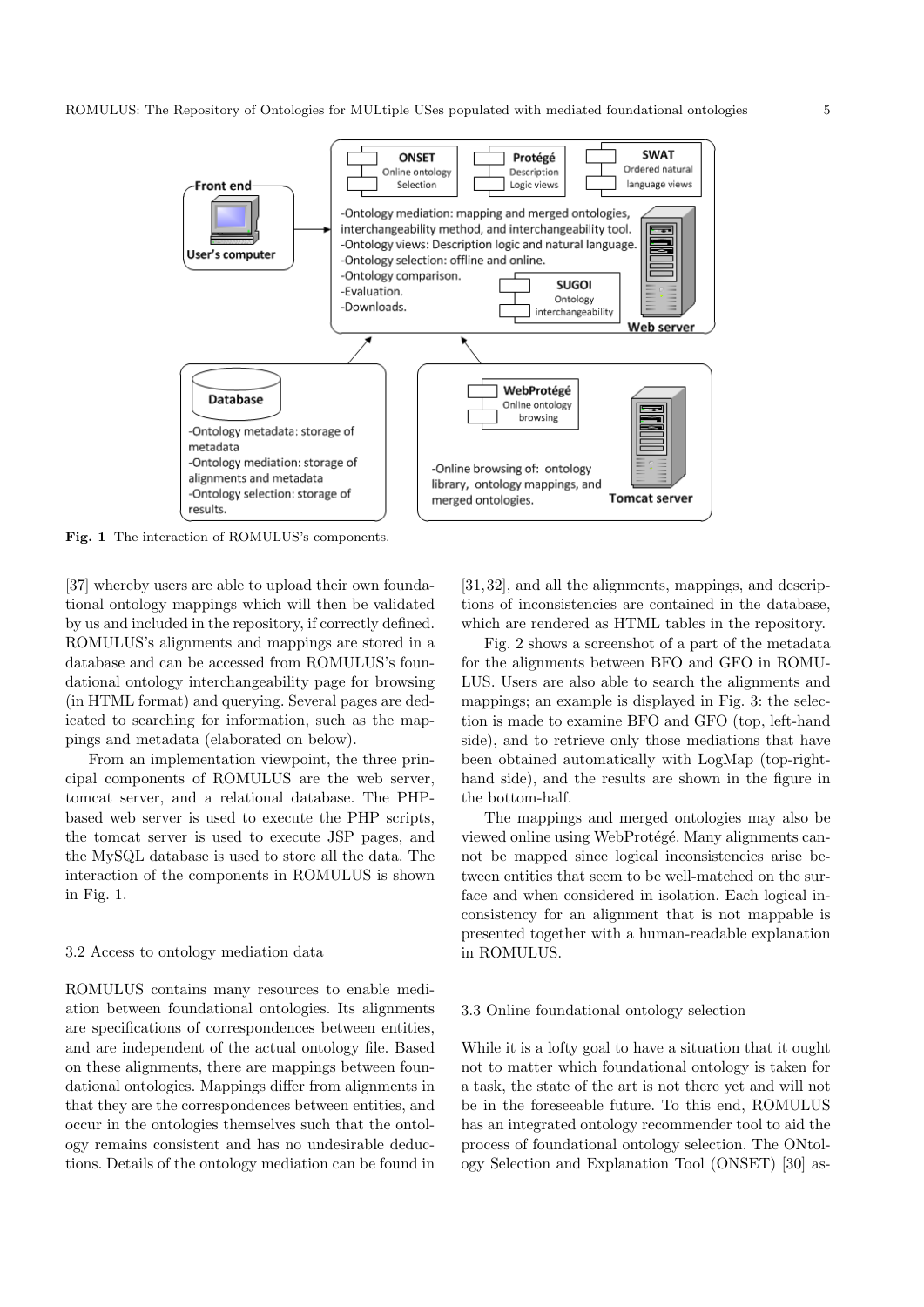Fig. 1 The interaction of ROMULUS's components.

[37] whereby users are able to upload their own foundational ontology mappings which will then be validated by us and included in the repository, if correctly defined. ROMULUS's alignments and mappings are stored in a database and can be accessed from ROMULUS's foundational ontology interchangeability page for browsing (in HTML format) and querying. Several pages are dedicated to searching for information, such as the mappings and metadata (elaborated on below).

From an implementation viewpoint, the three principal components of ROMULUS are the web server, tomcat server, and a relational database. The PHP-based web server is used to execute the PHP scripts, the tomcat server is used to execute JSP pages, and the MySQL database is used to store all the data. The interaction of the components in ROMULUS is shown in Fig. 1.

### 3.2 Access to ontology mediation data

ROMULUS contains many resources to enable mediation between foundational ontologies. Its alignments are specifications of correspondences between entities, and are independent of the actual ontology file. Based on these alignments, there are mappings between foundational ontologies. Mappings differ from alignments in that they are the correspondences between entities, and occur in the ontologies themselves such that the ontology remains consistent and has no undesirable deductions. Details of the ontology mediation can be found in [31, 32], and all the alignments, mappings, and descriptions of inconsistencies are contained in the database, which are rendered as HTML tables in the repository.

Fig. 2 shows a screenshot of a part of the metadata for the alignments between BFO and GFO in ROMULUS. Users are also able to search the alignments and mappings; an example is displayed in Fig. 3: the selection is made to examine BFO and GFO (top, left-hand side), and to retrieve only those mediations that have been obtained automatically with LogMap (top-right-hand side), and the results are shown in the figure in the bottom-half.

The mappings and merged ontologies may also be viewed online using WebProtégé. Many alignments cannot be mapped since logical inconsistencies arise between entities that seem to be well-matched on the surface and when considered in isolation. Each logical inconsistency for an alignment that is not mappable is presented together with a human-readable explanation in ROMULUS.

### 3.3 Online foundational ontology selection

While it is a lofty goal to have a situation that it ought not to matter which foundational ontology is taken for a task, the state of the art is not there yet and will not be in the foreseeable future. To this end, ROMULUS has an integrated ontology recommender tool to aid the process of foundational ontology selection. The ONtology Selection and Explanation Tool (ONSET) [30] as-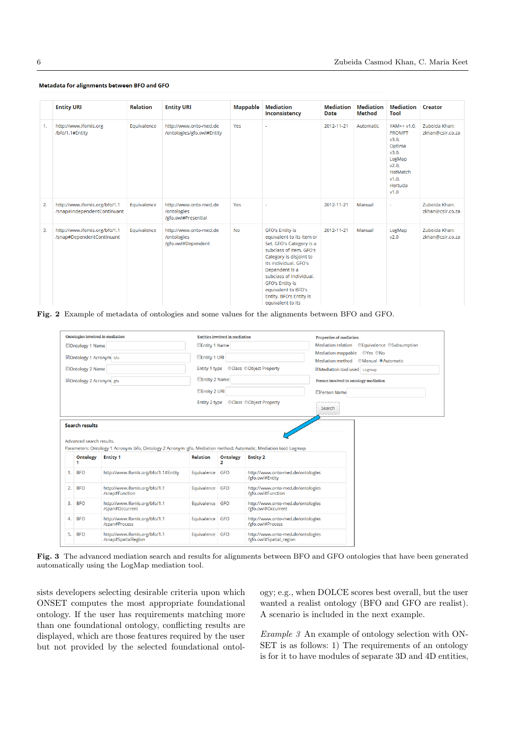**Metadata for alignments between BFO and GFO**

| | Entity URI | Relation | Entity URI | Mappable | Mediation Inconsistency | Mediation Date | Mediation Method | Mediation Tool | Creator |
|---|---|---|---|---|---|---|---|---|---|
| 1. | http://www.ifomis.org /bfo/1.1#Entity | Equivalence | http://www.onto-med.de /ontologies/gfo.owl#Entity | Yes | - | 2012-11-21 | Automatic | YAM++ v1.0, PROMPT v3.0, Optima v3.0, LogMap v2.0, HotMatch v1.0, Hertuda v1.0 | Zubeida Khan: zkhan@csir.co.za |
| 2. | http://www.ifomis.org/bfo/1.1 /snap#IndependentContinuant | Equivalence | http://www.onto-med.de /ontologies /gfo.owl#Presential | Yes | - | 2012-11-21 | Manual | - | Zubeida Khan: zkhan@csir.co.za |
| 3. | http://www.ifomis.org/bfo/1.1 /snap#DependentContinuant | Equivalence | http://www.onto-med.de /ontologies /gfo.owl#Dependent | No | GFO's Entity is equivalent to its Item or Set. GFO's Category is a subclass of Item. GFO's Category is disjoint to its Individual. GFO's Dependent is a subclass of Individual. GFO's Entity is equivalent to BFO's Entity. BFO's Entity is equivalent to its | 2012-11-21 | Manual | LogMap v2.0 | Zubeida Khan: zkhan@csir.co.za |

**Fig. 2** Example of metadata of ontologies and some values for the alignments between BFO and GFO.

**Ontologies involved in mediation**
- ☐ Ontology 1 Name
- ☑ Ontology 1 Acronym: bfo
- ☐ Ontology 2 Name
- ☑ Ontology 2 Acronym: gfo

**Entities involved in mediation**
- ☐ Entity 1 Name
- ☐ Entity 1 URI
- Entity 1 type: ○Class ○Object Property
- ☐ Entity 2 Name
- ☐ Entity 2 URI
- Entity 2 type: ○Class ○Object Property

**Properties of mediation**
- Mediation relation: ○Equivalence ○Subsumption
- Mediation mappable: ○Yes ○No
- Mediation method: ○Manual ◉Automatic
- ☑ Mediation tool used: Logmap

**Person involved in ontology mediation**
- ☐ Person Name

Search

**Search results**

Advanced search results.
Parameters: Ontology 1 Acronym :bfo, Ontology 2 Acronym :gfo, Mediation method: Automatic, Mediation tool: Logmap

| | Ontology 1 | Entity 1 | Relation | Ontology 2 | Entity 2 |
|---|---|---|---|---|---|
| 1. | BFO | http://www.ifomis.org/bfo/1.1#Entity | Equivalence | GFO | http://www.onto-med.de/ontologies /gfo.owl#Entity |
| 2. | BFO | http://www.ifomis.org/bfo/1.1 /snap#Function | Equivalence | GFO | http://www.onto-med.de/ontologies /gfo.owl#Function |
| 3. | BFO | http://www.ifomis.org/bfo/1.1 /span#Occurrent | Equivalence | GFO | http://www.onto-med.de/ontologies /gfo.owl#Occurrent |
| 4. | BFO | http://www.ifomis.org/bfo/1.1 /span#Process | Equivalence | GFO | http://www.onto-med.de/ontologies /gfo.owl#Process |
| 5. | BFO | http://www.ifomis.org/bfo/1.1 /snap#SpatialRegion | Equivalence | GFO | http://www.onto-med.de/ontologies /gfo.owl#Spatial_region |

**Fig. 3** The advanced mediation search and results for alignments between BFO and GFO ontologies that have been generated automatically using the LogMap mediation tool.

sists developers selecting desirable criteria upon which ONSET computes the most appropriate foundational ontology. If the user has requirements matching more than one foundational ontology, conflicting results are displayed, which are those features required by the user but not provided by the selected foundational ontology; e.g., when DOLCE scores best overall, but the user wanted a realist ontology (BFO and GFO are realist). A scenario is included in the next example.

*Example 3* An example of ontology selection with ONSET is as follows: 1) The requirements of an ontology is for it to have modules of separate 3D and 4D entities,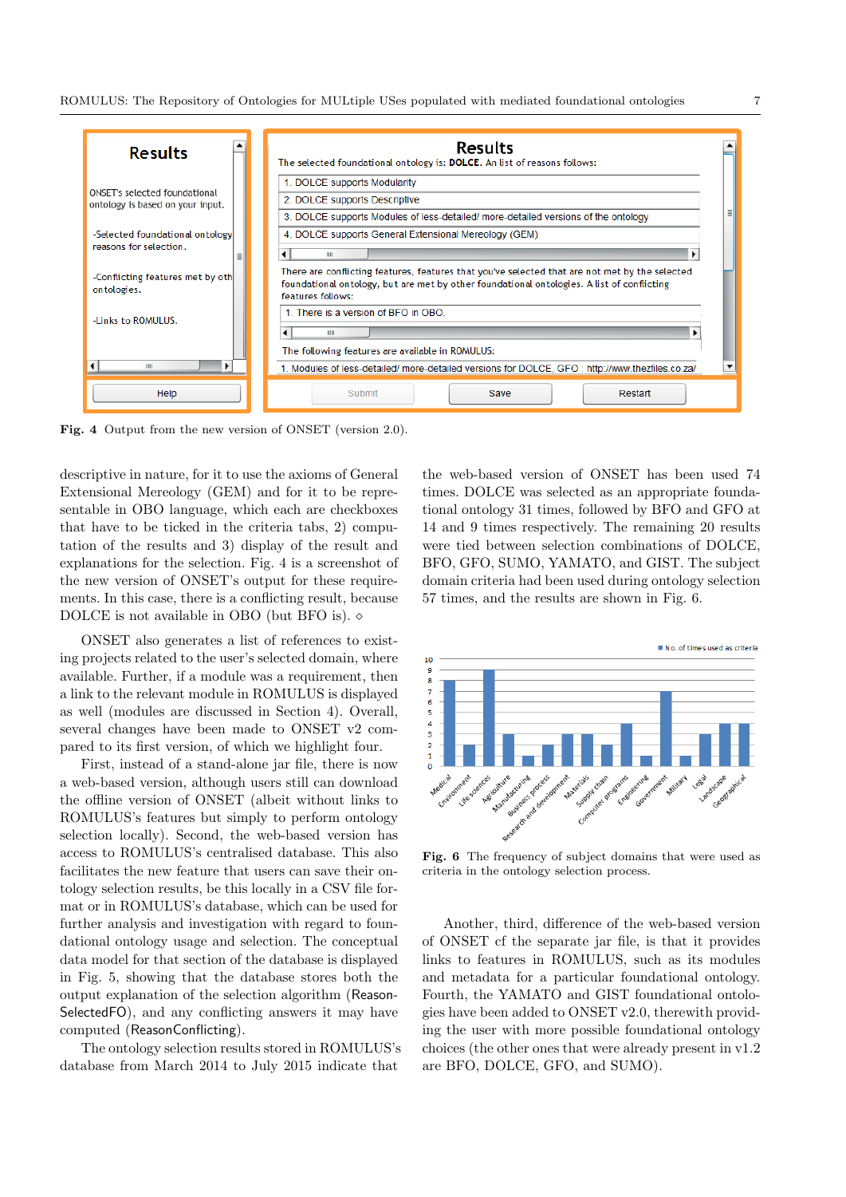Fig. 4 Output from the new version of ONSET (version 2.0).

descriptive in nature, for it to use the axioms of General Extensional Mereology (GEM) and for it to be representable in OBO language, which each are checkboxes that have to be ticked in the criteria tabs, 2) computation of the results and 3) display of the result and explanations for the selection. Fig. 4 is a screenshot of the new version of ONSET's output for these requirements. In this case, there is a conflicting result, because DOLCE is not available in OBO (but BFO is). ◇

ONSET also generates a list of references to existing projects related to the user's selected domain, where available. Further, if a module was a requirement, then a link to the relevant module in ROMULUS is displayed as well (modules are discussed in Section 4). Overall, several changes have been made to ONSET v2 compared to its first version, of which we highlight four.

First, instead of a stand-alone jar file, there is now a web-based version, although users still can download the offline version of ONSET (albeit without links to ROMULUS's features but simply to perform ontology selection locally). Second, the web-based version has access to ROMULUS's centralised database. This also facilitates the new feature that users can save their ontology selection results, be this locally in a CSV file format or in ROMULUS's database, which can be used for further analysis and investigation with regard to foundational ontology usage and selection. The conceptual data model for that section of the database is displayed in Fig. 5, showing that the database stores both the output explanation of the selection algorithm (ReasonSelectedFO), and any conflicting answers it may have computed (ReasonConflicting).

The ontology selection results stored in ROMULUS's database from March 2014 to July 2015 indicate that the web-based version of ONSET has been used 74 times. DOLCE was selected as an appropriate foundational ontology 31 times, followed by BFO and GFO at 14 and 9 times respectively. The remaining 20 results were tied between selection combinations of DOLCE, BFO, GFO, SUMO, YAMATO, and GIST. The subject domain criteria had been used during ontology selection 57 times, and the results are shown in Fig. 6.

Fig. 6 The frequency of subject domains that were used as criteria in the ontology selection process.

Another, third, difference of the web-based version of ONSET cf the separate jar file, is that it provides links to features in ROMULUS, such as its modules and metadata for a particular foundational ontology. Fourth, the YAMATO and GIST foundational ontologies have been added to ONSET v2.0, therewith providing the user with more possible foundational ontology choices (the other ones that were already present in v1.2 are BFO, DOLCE, GFO, and SUMO).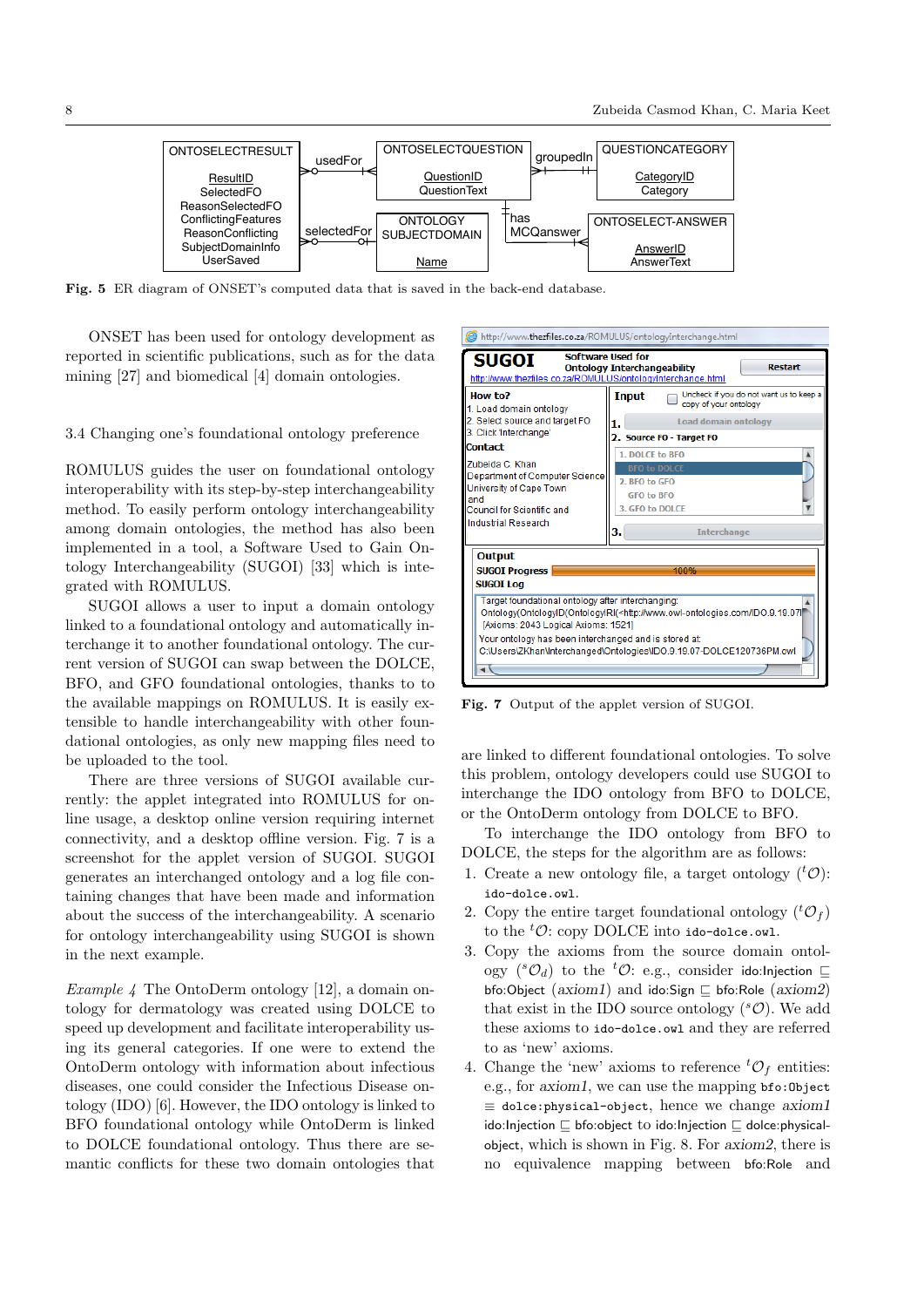Fig. 5 ER diagram of ONSET's computed data that is saved in the back-end database.

ONSET has been used for ontology development as reported in scientific publications, such as for the data mining [27] and biomedical [4] domain ontologies.

### 3.4 Changing one's foundational ontology preference

ROMULUS guides the user on foundational ontology interoperability with its step-by-step interchangeability method. To easily perform ontology interchangeability among domain ontologies, the method has also been implemented in a tool, a Software Used to Gain Ontology Interchangeability (SUGOI) [33] which is integrated with ROMULUS.

SUGOI allows a user to input a domain ontology linked to a foundational ontology and automatically interchange it to another foundational ontology. The current version of SUGOI can swap between the DOLCE, BFO, and GFO foundational ontologies, thanks to the available mappings on ROMULUS. It is easily extensible to handle interchangeability with other foundational ontologies, as only new mapping files need to be uploaded to the tool.

There are three versions of SUGOI available currently: the applet integrated into ROMULUS for online usage, a desktop online version requiring internet connectivity, and a desktop offline version. Fig. 7 is a screenshot for the applet version of SUGOI. SUGOI generates an interchanged ontology and a log file containing changes that have been made and information about the success of the interchangeability. A scenario for ontology interchangeability using SUGOI is shown in the next example.

*Example 4* The OntoDerm ontology [12], a domain ontology for dermatology was created using DOLCE to speed up development and facilitate interoperability using its general categories. If one were to extend the OntoDerm ontology with information about infectious diseases, one could consider the Infectious Disease ontology (IDO) [6]. However, the IDO ontology is linked to BFO foundational ontology while OntoDerm is linked to DOLCE foundational ontology. Thus there are semantic conflicts for these two domain ontologies that are linked to different foundational ontologies. To solve this problem, ontology developers could use SUGOI to interchange the IDO ontology from BFO to DOLCE, or the OntoDerm ontology from DOLCE to BFO.

Fig. 7 Output of the applet version of SUGOI.

To interchange the IDO ontology from BFO to DOLCE, the steps for the algorithm are as follows:

1. Create a new ontology file, a target ontology (${}^{t}\mathcal{O}$): `ido-dolce.owl`.
2. Copy the entire target foundational ontology (${}^{t}\mathcal{O}_f$) to the ${}^{t}\mathcal{O}$: copy DOLCE into `ido-dolce.owl`.
3. Copy the axioms from the source domain ontology (${}^{s}\mathcal{O}_d$) to the ${}^{t}\mathcal{O}$: e.g., consider ido:Injection $\sqsubseteq$ bfo:Object (*axiom1*) and ido:Sign $\sqsubseteq$ bfo:Role (*axiom2*) that exist in the IDO source ontology (${}^{s}\mathcal{O}$). We add these axioms to `ido-dolce.owl` and they are referred to as 'new' axioms.
4. Change the 'new' axioms to reference ${}^{t}\mathcal{O}_f$ entities: e.g., for *axiom1*, we can use the mapping `bfo:Object` $\equiv$ `dolce:physical-object`, hence we change *axiom1* ido:Injection $\sqsubseteq$ bfo:object to ido:Injection $\sqsubseteq$ dolce:physical-object, which is shown in Fig. 8. For *axiom2*, there is no equivalence mapping between bfo:Role and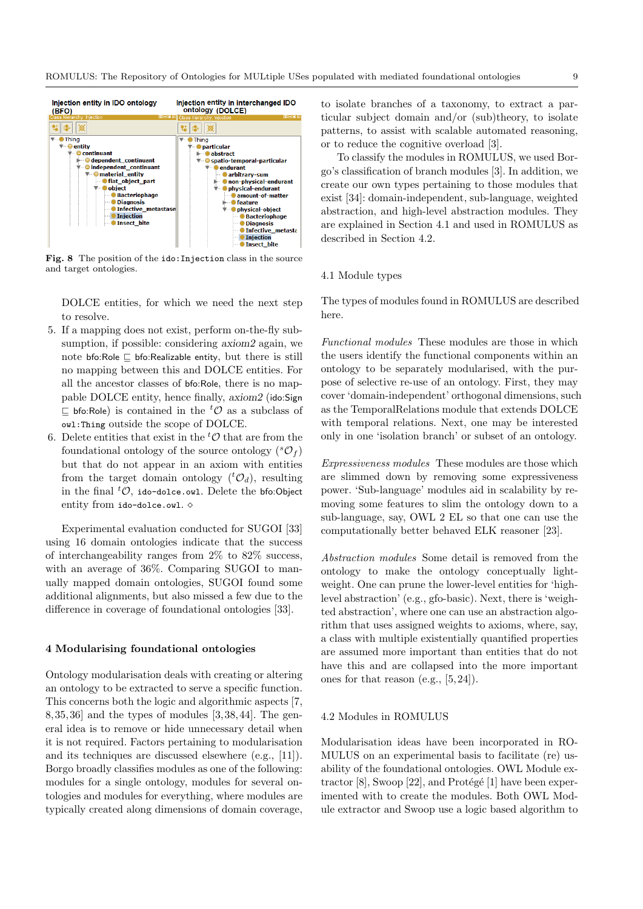Fig. 8 The position of the `ido:Injection` class in the source and target ontologies.

DOLCE entities, for which we need the next step to resolve.

5. If a mapping does not exist, perform on-the-fly subsumption, if possible: considering *axiom2* again, we note bfo:Role ⊑ bfo:Realizable entity, but there is still no mapping between this and DOLCE entities. For all the ancestor classes of bfo:Role, there is no mappable DOLCE entity, hence finally, *axiom2* (ido:Sign ⊑ bfo:Role) is contained in the $^t\mathcal{O}$ as a subclass of `owl:Thing` outside the scope of DOLCE.
6. Delete entities that exist in the $^t\mathcal{O}$ that are from the foundational ontology of the source ontology ($^s\mathcal{O}_f$) but that do not appear in an axiom with entities from the target domain ontology ($^t\mathcal{O}_d$), resulting in the final $^t\mathcal{O}$, `ido-dolce.owl`. Delete the bfo:Object entity from `ido-dolce.owl`. ◇

Experimental evaluation conducted for SUGOI [33] using 16 domain ontologies indicate that the success of interchangeability ranges from 2% to 82% success, with an average of 36%. Comparing SUGOI to manually mapped domain ontologies, SUGOI found some additional alignments, but also missed a few due to the difference in coverage of foundational ontologies [33].

## 4 Modularising foundational ontologies

Ontology modularisation deals with creating or altering an ontology to be extracted to serve a specific function. This concerns both the logic and algorithmic aspects [7, 8, 35, 36] and the types of modules [3, 38, 44]. The general idea is to remove or hide unnecessary detail when it is not required. Factors pertaining to modularisation and its techniques are discussed elsewhere (e.g., [11]). Borgo broadly classifies modules as one of the following: modules for a single ontology, modules for several ontologies and modules for everything, where modules are typically created along dimensions of domain coverage, to isolate branches of a taxonomy, to extract a particular subject domain and/or (sub)theory, to isolate patterns, to assist with scalable automated reasoning, or to reduce the cognitive overload [3].

To classify the modules in ROMULUS, we used Borgo's classification of branch modules [3]. In addition, we create our own types pertaining to those modules that exist [34]: domain-independent, sub-language, weighted abstraction, and high-level abstraction modules. They are explained in Section 4.1 and used in ROMULUS as described in Section 4.2.

### 4.1 Module types

The types of modules found in ROMULUS are described here.

*Functional modules* These modules are those in which the users identify the functional components within an ontology to be separately modularised, with the purpose of selective re-use of an ontology. First, they may cover 'domain-independent' orthogonal dimensions, such as the TemporalRelations module that extends DOLCE with temporal relations. Next, one may be interested only in one 'isolation branch' or subset of an ontology.

*Expressiveness modules* These modules are those which are slimmed down by removing some expressiveness power. 'Sub-language' modules aid in scalability by removing some features to slim the ontology down to a sub-language, say, OWL 2 EL so that one can use the computationally better behaved ELK reasoner [23].

*Abstraction modules* Some detail is removed from the ontology to make the ontology conceptually lightweight. One can prune the lower-level entities for 'high-level abstraction' (e.g., gfo-basic). Next, there is 'weighted abstraction', where one can use an abstraction algorithm that uses assigned weights to axioms, where, say, a class with multiple existentially quantified properties are assumed more important than entities that do not have this and are collapsed into the more important ones for that reason (e.g., [5, 24]).

### 4.2 Modules in ROMULUS

Modularisation ideas have been incorporated in ROMULUS on an experimental basis to facilitate (re) usability of the foundational ontologies. OWL Module extractor [8], Swoop [22], and Protégé [1] have been experimented with to create the modules. Both OWL Module extractor and Swoop use a logic based algorithm to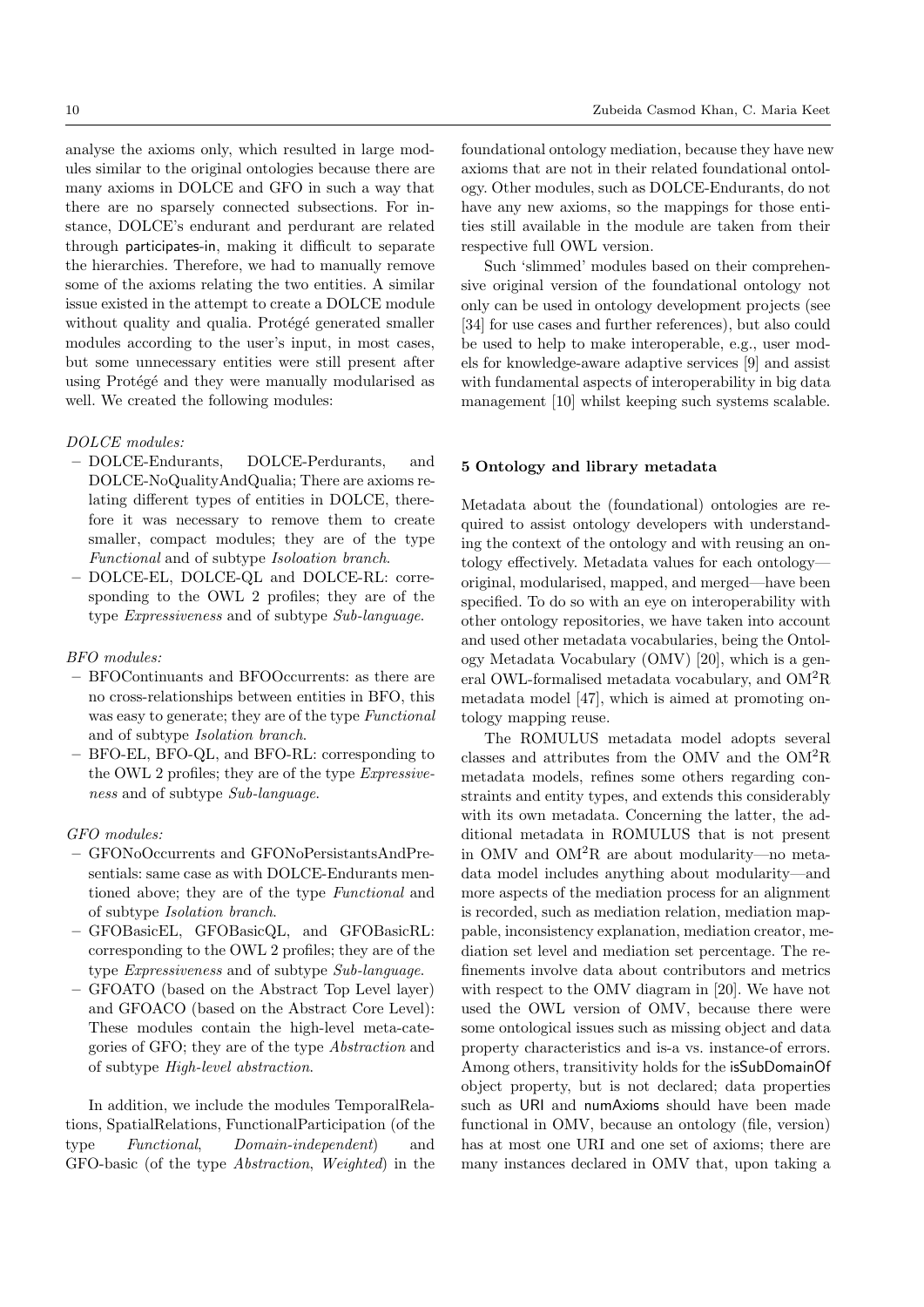analyse the axioms only, which resulted in large modules similar to the original ontologies because there are many axioms in DOLCE and GFO in such a way that there are no sparsely connected subsections. For instance, DOLCE's endurant and perdurant are related through participates-in, making it difficult to separate the hierarchies. Therefore, we had to manually remove some of the axioms relating the two entities. A similar issue existed in the attempt to create a DOLCE module without quality and qualia. Protégé generated smaller modules according to the user's input, in most cases, but some unnecessary entities were still present after using Protégé and they were manually modularised as well. We created the following modules:

*DOLCE modules:*

- DOLCE-Endurants, DOLCE-Perdurants, and DOLCE-NoQualityAndQualia; There are axioms relating different types of entities in DOLCE, therefore it was necessary to remove them to create smaller, compact modules; they are of the type *Functional* and of subtype *Isoloation branch*.
- DOLCE-EL, DOLCE-QL and DOLCE-RL: corresponding to the OWL 2 profiles; they are of the type *Expressiveness* and of subtype *Sub-language*.

*BFO modules:*

- BFOContinuants and BFOOccurrents: as there are no cross-relationships between entities in BFO, this was easy to generate; they are of the type *Functional* and of subtype *Isolation branch*.
- BFO-EL, BFO-QL, and BFO-RL: corresponding to the OWL 2 profiles; they are of the type *Expressiveness* and of subtype *Sub-language*.

*GFO modules:*

- GFONoOccurrents and GFONoPersistantsAndPresentials: same case as with DOLCE-Endurants mentioned above; they are of the type *Functional* and of subtype *Isolation branch*.
- GFOBasicEL, GFOBasicQL, and GFOBasicRL: corresponding to the OWL 2 profiles; they are of the type *Expressiveness* and of subtype *Sub-language*.
- GFOATO (based on the Abstract Top Level layer) and GFOACO (based on the Abstract Core Level): These modules contain the high-level meta-categories of GFO; they are of the type *Abstraction* and of subtype *High-level abstraction*.

In addition, we include the modules TemporalRelations, SpatialRelations, FunctionalParticipation (of the type *Functional*, *Domain-independent*) and GFO-basic (of the type *Abstraction*, *Weighted*) in the foundational ontology mediation, because they have new axioms that are not in their related foundational ontology. Other modules, such as DOLCE-Endurants, do not have any new axioms, so the mappings for those entities still available in the module are taken from their respective full OWL version.

Such 'slimmed' modules based on their comprehensive original version of the foundational ontology not only can be used in ontology development projects (see [34] for use cases and further references), but also could be used to help to make interoperable, e.g., user models for knowledge-aware adaptive services [9] and assist with fundamental aspects of interoperability in big data management [10] whilst keeping such systems scalable.

## 5 Ontology and library metadata

Metadata about the (foundational) ontologies are required to assist ontology developers with understanding the context of the ontology and with reusing an ontology effectively. Metadata values for each ontology—original, modularised, mapped, and merged—have been specified. To do so with an eye on interoperability with other ontology repositories, we have taken into account and used other metadata vocabularies, being the Ontology Metadata Vocabulary (OMV) [20], which is a general OWL-formalised metadata vocabulary, and $\mathrm{OM^2R}$ metadata model [47], which is aimed at promoting ontology mapping reuse.

The ROMULUS metadata model adopts several classes and attributes from the OMV and the $\mathrm{OM^2R}$ metadata models, refines some others regarding constraints and entity types, and extends this considerably with its own metadata. Concerning the latter, the additional metadata in ROMULUS that is not present in OMV and $\mathrm{OM^2R}$ are about modularity—no metadata model includes anything about modularity—and more aspects of the mediation process for an alignment is recorded, such as mediation relation, mediation mappable, inconsistency explanation, mediation creator, mediation set level and mediation set percentage. The refinements involve data about contributors and metrics with respect to the OMV diagram in [20]. We have not used the OWL version of OMV, because there were some ontological issues such as missing object and data property characteristics and is-a vs. instance-of errors. Among others, transitivity holds for the isSubDomainOf object property, but is not declared; data properties such as URI and numAxioms should have been made functional in OMV, because an ontology (file, version) has at most one URI and one set of axioms; there are many instances declared in OMV that, upon taking a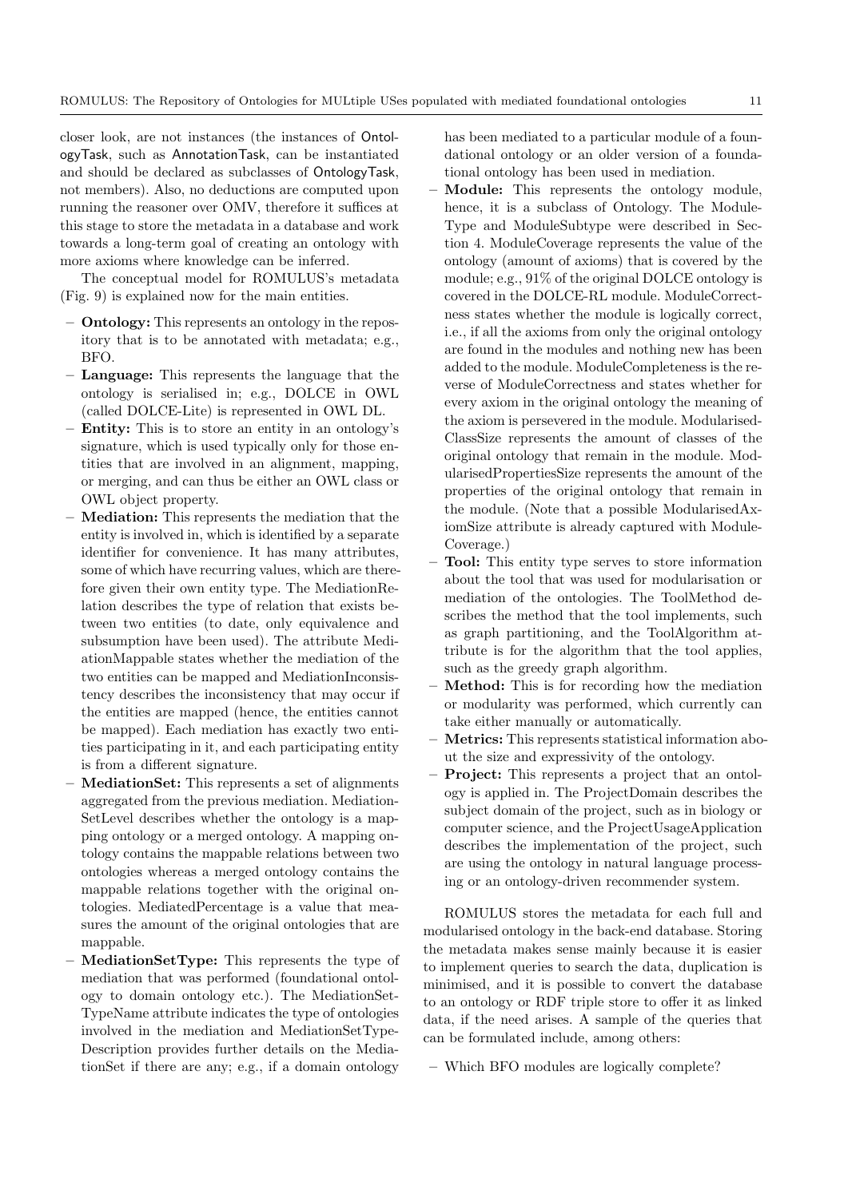closer look, are not instances (the instances of OntologyTask, such as AnnotationTask, can be instantiated and should be declared as subclasses of OntologyTask, not members). Also, no deductions are computed upon running the reasoner over OMV, therefore it suffices at this stage to store the metadata in a database and work towards a long-term goal of creating an ontology with more axioms where knowledge can be inferred.

The conceptual model for ROMULUS's metadata (Fig. 9) is explained now for the main entities.

- **Ontology:** This represents an ontology in the repository that is to be annotated with metadata; e.g., BFO.
- **Language:** This represents the language that the ontology is serialised in; e.g., DOLCE in OWL (called DOLCE-Lite) is represented in OWL DL.
- **Entity:** This is to store an entity in an ontology's signature, which is used typically only for those entities that are involved in an alignment, mapping, or merging, and can thus be either an OWL class or OWL object property.
- **Mediation:** This represents the mediation that the entity is involved in, which is identified by a separate identifier for convenience. It has many attributes, some of which have recurring values, which are therefore given their own entity type. The MediationRelation describes the type of relation that exists between two entities (to date, only equivalence and subsumption have been used). The attribute MediationMappable states whether the mediation of the two entities can be mapped and MediationInconsistency describes the inconsistency that may occur if the entities are mapped (hence, the entities cannot be mapped). Each mediation has exactly two entities participating in it, and each participating entity is from a different signature.
- **MediationSet:** This represents a set of alignments aggregated from the previous mediation. MediationSetLevel describes whether the ontology is a mapping ontology or a merged ontology. A mapping ontology contains the mappable relations between two ontologies whereas a merged ontology contains the mappable relations together with the original ontologies. MediatedPercentage is a value that measures the amount of the original ontologies that are mappable.
- **MediationSetType:** This represents the type of mediation that was performed (foundational ontology to domain ontology etc.). The MediationSetTypeName attribute indicates the type of ontologies involved in the mediation and MediationSetTypeDescription provides further details on the MediationSet if there are any; e.g., if a domain ontology has been mediated to a particular module of a foundational ontology or an older version of a foundational ontology has been used in mediation.
- **Module:** This represents the ontology module, hence, it is a subclass of Ontology. The ModuleType and ModuleSubtype were described in Section 4. ModuleCoverage represents the value of the ontology (amount of axioms) that is covered by the module; e.g., 91% of the original DOLCE ontology is covered in the DOLCE-RL module. ModuleCorrectness states whether the module is logically correct, i.e., if all the axioms from only the original ontology are found in the modules and nothing new has been added to the module. ModuleCompleteness is the reverse of ModuleCorrectness and states whether for every axiom in the original ontology the meaning of the axiom is persevered in the module. ModularisedClassSize represents the amount of classes of the original ontology that remain in the module. ModularisedPropertiesSize represents the amount of the properties of the original ontology that remain in the module. (Note that a possible ModularisedAxiomSize attribute is already captured with ModuleCoverage.)
- **Tool:** This entity type serves to store information about the tool that was used for modularisation or mediation of the ontologies. The ToolMethod describes the method that the tool implements, such as graph partitioning, and the ToolAlgorithm attribute is for the algorithm that the tool applies, such as the greedy graph algorithm.
- **Method:** This is for recording how the mediation or modularity was performed, which currently can take either manually or automatically.
- **Metrics:** This represents statistical information about the size and expressivity of the ontology.
- **Project:** This represents a project that an ontology is applied in. The ProjectDomain describes the subject domain of the project, such as in biology or computer science, and the ProjectUsageApplication describes the implementation of the project, such are using the ontology in natural language processing or an ontology-driven recommender system.

ROMULUS stores the metadata for each full and modularised ontology in the back-end database. Storing the metadata makes sense mainly because it is easier to implement queries to search the data, duplication is minimised, and it is possible to convert the database to an ontology or RDF triple store to offer it as linked data, if the need arises. A sample of the queries that can be formulated include, among others:

- Which BFO modules are logically complete?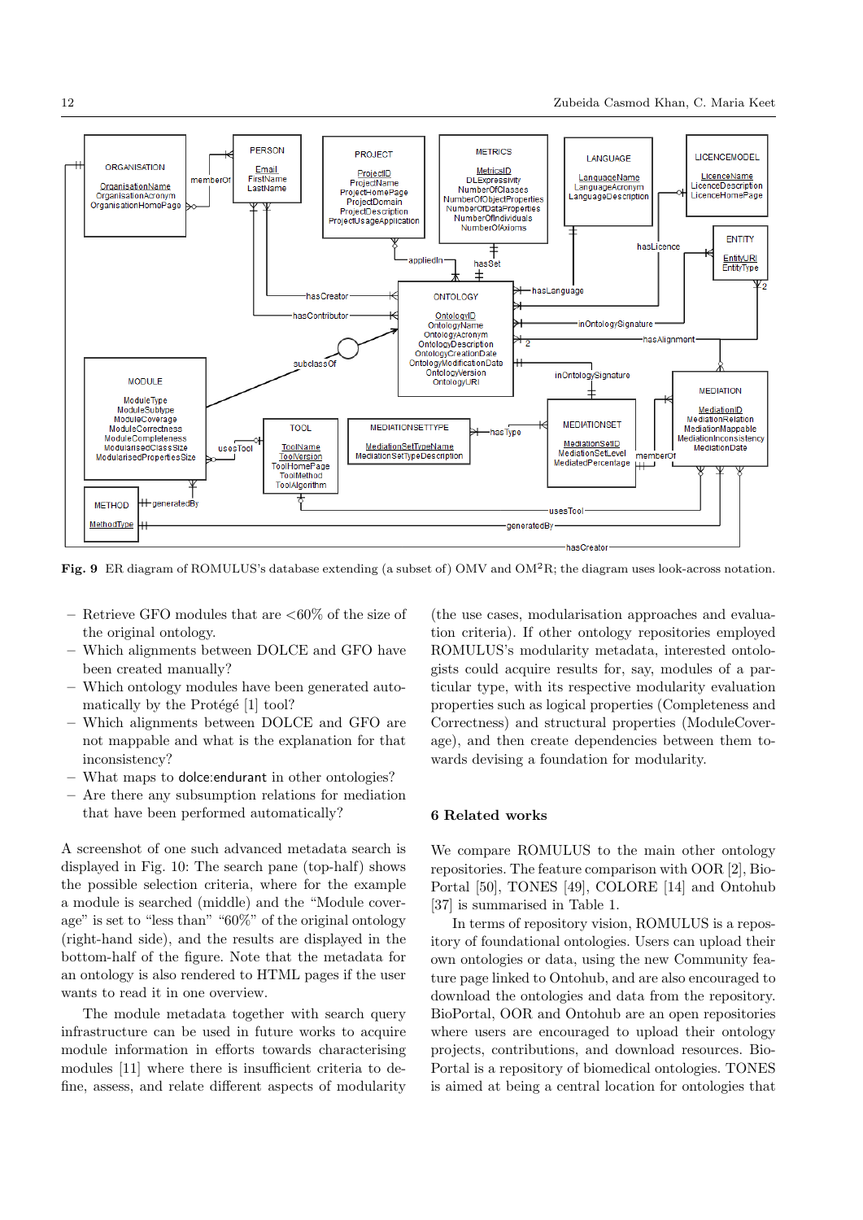**Fig. 9** ER diagram of ROMULUS's database extending (a subset of) OMV and OM²R; the diagram uses look-across notation.

- Retrieve GFO modules that are <60% of the size of the original ontology.
- Which alignments between DOLCE and GFO have been created manually?
- Which ontology modules have been generated automatically by the Protégé [1] tool?
- Which alignments between DOLCE and GFO are not mappable and what is the explanation for that inconsistency?
- What maps to dolce:endurant in other ontologies?
- Are there any subsumption relations for mediation that have been performed automatically?

A screenshot of one such advanced metadata search is displayed in Fig. 10: The search pane (top-half) shows the possible selection criteria, where for the example a module is searched (middle) and the "Module coverage" is set to "less than" "60%" of the original ontology (right-hand side), and the results are displayed in the bottom-half of the figure. Note that the metadata for an ontology is also rendered to HTML pages if the user wants to read it in one overview.

The module metadata together with search query infrastructure can be used in future works to acquire module information in efforts towards characterising modules [11] where there is insufficient criteria to define, assess, and relate different aspects of modularity (the use cases, modularisation approaches and evaluation criteria). If other ontology repositories employed ROMULUS's modularity metadata, interested ontologists could acquire results for, say, modules of a particular type, with its respective modularity evaluation properties such as logical properties (Completeness and Correctness) and structural properties (ModuleCoverage), and then create dependencies between them towards devising a foundation for modularity.

## 6 Related works

We compare ROMULUS to the main other ontology repositories. The feature comparison with OOR [2], BioPortal [50], TONES [49], COLORE [14] and Ontohub [37] is summarised in Table 1.

In terms of repository vision, ROMULUS is a repository of foundational ontologies. Users can upload their own ontologies or data, using the new Community feature page linked to Ontohub, and are also encouraged to download the ontologies and data from the repository. BioPortal, OOR and Ontohub are an open repositories where users are encouraged to upload their ontology projects, contributions, and download resources. BioPortal is a repository of biomedical ontologies. TONES is aimed at being a central location for ontologies that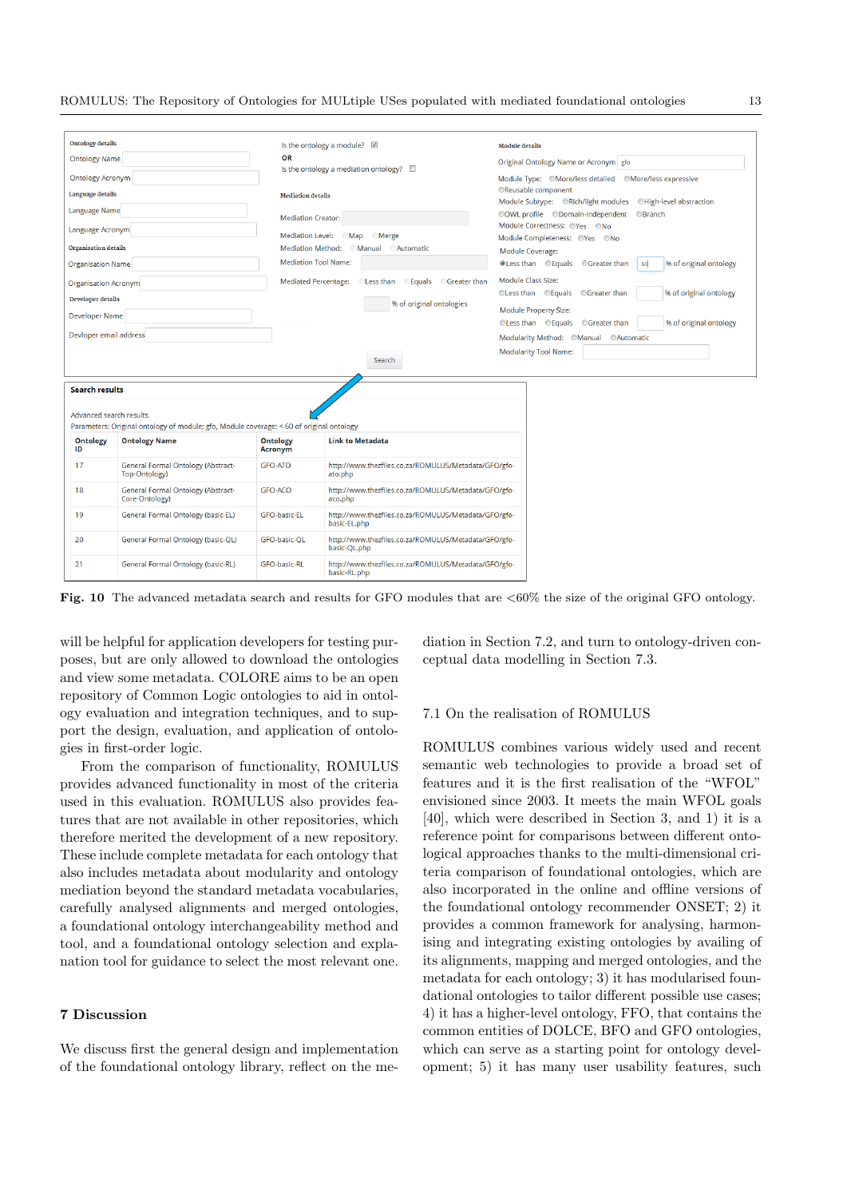**Fig. 10** The advanced metadata search and results for GFO modules that are <60% the size of the original GFO ontology.

will be helpful for application developers for testing purposes, but are only allowed to download the ontologies and view some metadata. COLORE aims to be an open repository of Common Logic ontologies to aid in ontology evaluation and integration techniques, and to support the design, evaluation, and application of ontologies in first-order logic.

From the comparison of functionality, ROMULUS provides advanced functionality in most of the criteria used in this evaluation. ROMULUS also provides features that are not available in other repositories, which therefore merited the development of a new repository. These include complete metadata for each ontology that also includes metadata about modularity and ontology mediation beyond the standard metadata vocabularies, carefully analysed alignments and merged ontologies, a foundational ontology interchangeability method and tool, and a foundational ontology selection and explanation tool for guidance to select the most relevant one.

## 7 Discussion

We discuss first the general design and implementation of the foundational ontology library, reflect on the mediation in Section 7.2, and turn to ontology-driven conceptual data modelling in Section 7.3.

### 7.1 On the realisation of ROMULUS

ROMULUS combines various widely used and recent semantic web technologies to provide a broad set of features and it is the first realisation of the "WFOL" envisioned since 2003. It meets the main WFOL goals [40], which were described in Section 3, and 1) it is a reference point for comparisons between different ontological approaches thanks to the multi-dimensional criteria comparison of foundational ontologies, which are also incorporated in the online and offline versions of the foundational ontology recommender ONSET; 2) it provides a common framework for analysing, harmonising and integrating existing ontologies by availing of its alignments, mapping and merged ontologies, and the metadata for each ontology; 3) it has modularised foundational ontologies to tailor different possible use cases; 4) it has a higher-level ontology, FFO, that contains the common entities of DOLCE, BFO and GFO ontologies, which can serve as a starting point for ontology development; 5) it has many user usability features, such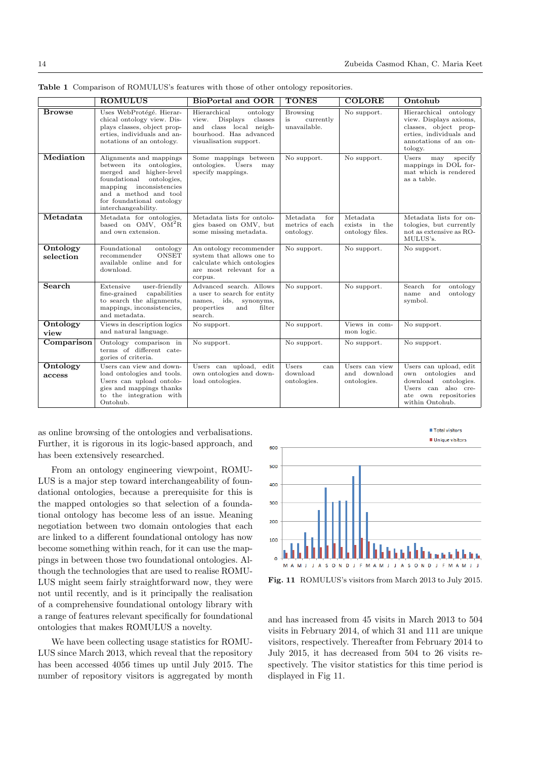**Table 1** Comparison of ROMULUS's features with those of other ontology repositories.

| | ROMULUS | BioPortal and OOR | TONES | COLORE | Ontohub |
|---|---|---|---|---|---|
| **Browse** | Uses WebProtégé. Hierarchical ontology view. Displays classes, object properties, individuals and annotations of an ontology. | Hierarchical ontology view. Displays classes and class local neighbourhood. Has advanced visualisation support. | Browsing is currently unavailable. | No support. | Hierarchical ontology view. Displays axioms, classes, object properties, individuals and annotations of an ontology. |
| **Mediation** | Alignments and mappings between its ontologies, merged and higher-level foundational ontologies, mapping inconsistencies and a method and tool for foundational ontology interchangeability. | Some mappings between ontologies. Users may specify mappings. | No support. | No support. | Users may specify mappings in DOL format which is rendered as a table. |
| **Metadata** | Metadata for ontologies, based on OMV, $OM^2R$ and own extension. | Metadata lists for ontologies based on OMV, but some missing metadata. | Metadata for metrics of each ontology. | Metadata exists in the ontology files. | Metadata lists for ontologies, but currently not as extensive as ROMULUS's. |
| **Ontology selection** | Foundational ontology recommender ONSET available online and for download. | An ontology recommender system that allows one to calculate which ontologies are most relevant for a corpus. | No support. | No support. | No support. |
| **Search** | Extensive user-friendly fine-grained capabilities to search the alignments, mappings, inconsistencies, and metadata. | Advanced search. Allows a user to search for entity names, ids, synonyms, properties and filter search. | No support. | No support. | Search for ontology name and ontology symbol. |
| **Ontology view** | Views in description logics and natural language. | No support. | No support. | Views in common logic. | No support. |
| **Comparison** | Ontology comparison in terms of different categories of criteria. | No support. | No support. | No support. | No support. |
| **Ontology access** | Users can view and download ontologies and tools. Users can upload ontologies and mappings thanks to the integration with Ontohub. | Users can upload, edit own ontologies and download ontologies. | Users can download ontologies. | Users can view and download ontologies. | Users can upload, edit own ontologies and download ontologies. Users can also create own repositories within Ontohub. |

as online browsing of the ontologies and verbalisations. Further, it is rigorous in its logic-based approach, and has been extensively researched.

From an ontology engineering viewpoint, ROMULUS is a major step toward interchangeability of foundational ontologies, because a prerequisite for this is the mapped ontologies so that selection of a foundational ontology has become less of an issue. Meaning negotiation between two domain ontologies that each are linked to a different foundational ontology has now become something within reach, for it can use the mappings in between those two foundational ontologies. Although the technologies that are used to realise ROMULUS might seem fairly straightforward now, they were not until recently, and is it principally the realisation of a comprehensive foundational ontology library with a range of features relevant specifically for foundational ontologies that makes ROMULUS a novelty.

We have been collecting usage statistics for ROMULUS since March 2013, which reveal that the repository has been accessed 4056 times up until July 2015. The number of repository visitors is aggregated by month and has increased from 45 visits in March 2013 to 504 visits in February 2014, of which 31 and 111 are unique visitors, respectively. Thereafter from February 2014 to July 2015, it has decreased from 504 to 26 visits respectively. The visitor statistics for this time period is displayed in Fig 11.

**Fig. 11** ROMULUS's visitors from March 2013 to July 2015.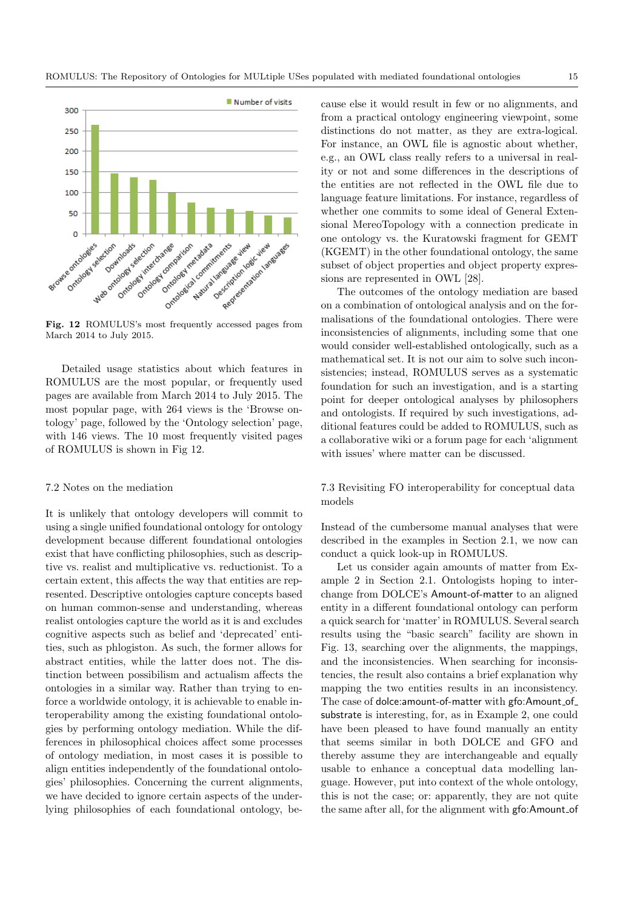Number of visits

300
250
200
150
100
50
0

Browse ontologies
Ontology selection
Downloads
Web ontology selection
Ontology interchange
Ontology comparison
Ontology metadata
Ontological commitments
Natural language view
Description logic view
Representation languages

**Fig. 12** ROMULUS's most frequently accessed pages from March 2014 to July 2015.

Detailed usage statistics about which features in ROMULUS are the most popular, or frequently used pages are available from March 2014 to July 2015. The most popular page, with 264 views is the 'Browse ontology' page, followed by the 'Ontology selection' page, with 146 views. The 10 most frequently visited pages of ROMULUS is shown in Fig 12.

### 7.2 Notes on the mediation

It is unlikely that ontology developers will commit to using a single unified foundational ontology for ontology development because different foundational ontologies exist that have conflicting philosophies, such as descriptive vs. realist and multiplicative vs. reductionist. To a certain extent, this affects the way that entities are represented. Descriptive ontologies capture concepts based on human common-sense and understanding, whereas realist ontologies capture the world as it is and excludes cognitive aspects such as belief and 'deprecated' entities, such as phlogiston. As such, the former allows for abstract entities, while the latter does not. The distinction between possibilism and actualism affects the ontologies in a similar way. Rather than trying to enforce a worldwide ontology, it is achievable to enable interoperability among the existing foundational ontologies by performing ontology mediation. While the differences in philosophical choices affect some processes of ontology mediation, in most cases it is possible to align entities independently of the foundational ontologies' philosophies. Concerning the current alignments, we have decided to ignore certain aspects of the underlying philosophies of each foundational ontology, because else it would result in few or no alignments, and from a practical ontology engineering viewpoint, some distinctions do not matter, as they are extra-logical. For instance, an OWL file is agnostic about whether, e.g., an OWL class really refers to a universal in reality or not and some differences in the descriptions of the entities are not reflected in the OWL file due to language feature limitations. For instance, regardless of whether one commits to some ideal of General Extensional MereoTopology with a connection predicate in one ontology vs. the Kuratowski fragment for GEMT (KGEMT) in the other foundational ontology, the same subset of object properties and object property expressions are represented in OWL [28].

The outcomes of the ontology mediation are based on a combination of ontological analysis and on the formalisations of the foundational ontologies. There were inconsistencies of alignments, including some that one would consider well-established ontologically, such as a mathematical set. It is not our aim to solve such inconsistencies; instead, ROMULUS serves as a systematic foundation for such an investigation, and is a starting point for deeper ontological analyses by philosophers and ontologists. If required by such investigations, additional features could be added to ROMULUS, such as a collaborative wiki or a forum page for each 'alignment with issues' where matter can be discussed.

### 7.3 Revisiting FO interoperability for conceptual data models

Instead of the cumbersome manual analyses that were described in the examples in Section 2.1, we now can conduct a quick look-up in ROMULUS.

Let us consider again amounts of matter from Example 2 in Section 2.1. Ontologists hoping to interchange from DOLCE's Amount-of-matter to an aligned entity in a different foundational ontology can perform a quick search for 'matter' in ROMULUS. Several search results using the "basic search" facility are shown in Fig. 13, searching over the alignments, the mappings, and the inconsistencies. When searching for inconsistencies, the result also contains a brief explanation why mapping the two entities results in an inconsistency. The case of dolce:amount-of-matter with gfo:Amount_of_substrate is interesting, for, as in Example 2, one could have been pleased to have found manually an entity that seems similar in both DOLCE and GFO and thereby assume they are interchangeable and equally usable to enhance a conceptual data modelling language. However, put into context of the whole ontology, this is not the case; or: apparently, they are not quite the same after all, for the alignment with gfo:Amount_of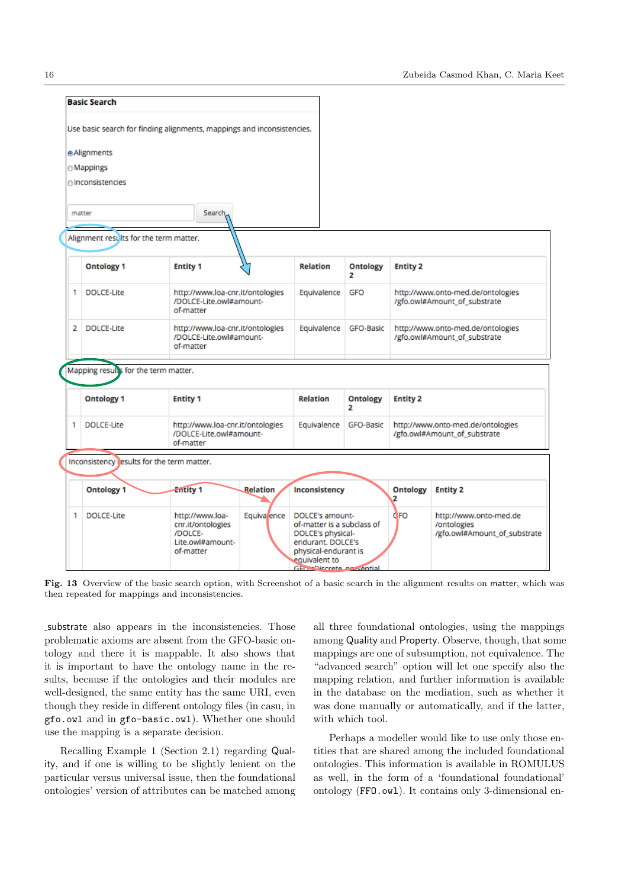**Basic Search**

Use basic search for finding alignments, mappings and inconsistencies.

- Alignments
- Mappings
- Inconsistencies

matter | Search

Alignment results for the term matter.

| | Ontology 1 | Entity 1 | Relation | Ontology 2 | Entity 2 |
|---|---|---|---|---|---|
| 1 | DOLCE-Lite | http://www.loa-cnr.it/ontologies/DOLCE-Lite.owl#amount-of-matter | Equivalence | GFO | http://www.onto-med.de/ontologies/gfo.owl#Amount_of_substrate |
| 2 | DOLCE-Lite | http://www.loa-cnr.it/ontologies/DOLCE-Lite.owl#amount-of-matter | Equivalence | GFO-Basic | http://www.onto-med.de/ontologies/gfo.owl#Amount_of_substrate |

Mapping results for the term matter.

| | Ontology 1 | Entity 1 | Relation | Ontology 2 | Entity 2 |
|---|---|---|---|---|---|
| 1 | DOLCE-Lite | http://www.loa-cnr.it/ontologies/DOLCE-Lite.owl#amount-of-matter | Equivalence | GFO-Basic | http://www.onto-med.de/ontologies/gfo.owl#Amount_of_substrate |

Inconsistency results for the term matter.

| | Ontology 1 | Entity 1 | Relation | Inconsistency | Ontology 2 | Entity 2 |
|---|---|---|---|---|---|---|
| 1 | DOLCE-Lite | http://www.loa-cnr.it/ontologies/DOLCE-Lite.owl#amount-of-matter | Equivalence | DOLCE's amount-of-matter is a subclass of DOLCE's physical-endurant. DOLCE's physical-endurant is equivalent to GFO's Discrete_presential | GFO | http://www.onto-med.de/ontologies/gfo.owl#Amount_of_substrate |

**Fig. 13** Overview of the basic search option, with Screenshot of a basic search in the alignment results on matter, which was then repeated for mappings and inconsistencies.

_substrate also appears in the inconsistencies. Those problematic axioms are absent from the GFO-basic ontology and there it is mappable. It also shows that it is important to have the ontology name in the results, because if the ontologies and their modules are well-designed, the same entity has the same URI, even though they reside in different ontology files (in casu, in `gfo.owl` and in `gfo-basic.owl`). Whether one should use the mapping is a separate decision.

Recalling Example 1 (Section 2.1) regarding Quality, and if one is willing to be slightly lenient on the particular versus universal issue, then the foundational ontologies' version of attributes can be matched among all three foundational ontologies, using the mappings among Quality and Property. Observe, though, that some mappings are one of subsumption, not equivalence. The "advanced search" option will let one specify also the mapping relation, and further information is available in the database on the mediation, such as whether it was done manually or automatically, and if the latter, with which tool.

Perhaps a modeller would like to use only those entities that are shared among the included foundational ontologies. This information is available in ROMULUS as well, in the form of a 'foundational foundational' ontology (`FFO.owl`). It contains only 3-dimensional en-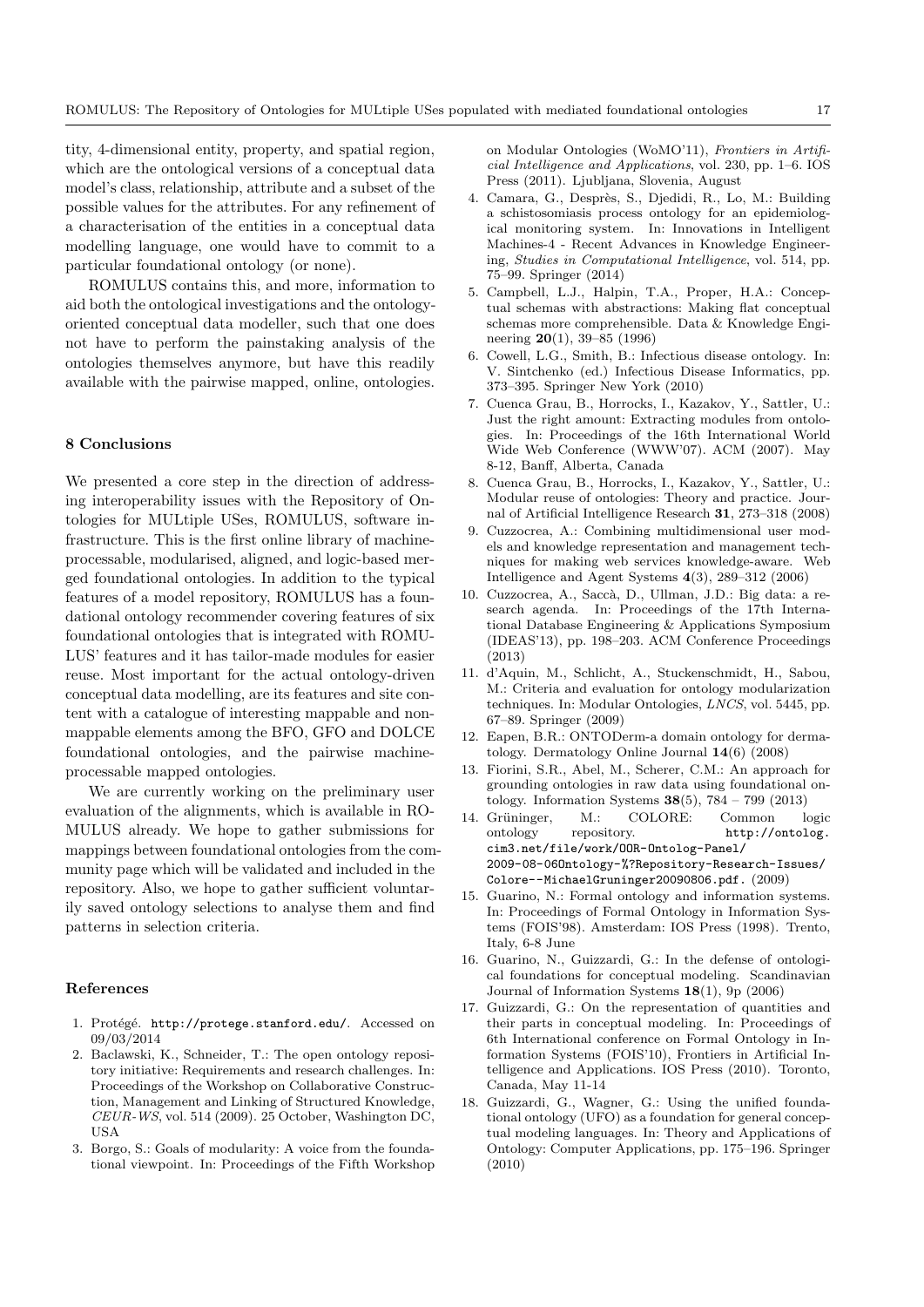tity, 4-dimensional entity, property, and spatial region, which are the ontological versions of a conceptual data model's class, relationship, attribute and a subset of the possible values for the attributes. For any refinement of a characterisation of the entities in a conceptual data modelling language, one would have to commit to a particular foundational ontology (or none).

ROMULUS contains this, and more, information to aid both the ontological investigations and the ontology-oriented conceptual data modeller, such that one does not have to perform the painstaking analysis of the ontologies themselves anymore, but have this readily available with the pairwise mapped, online, ontologies.

## 8 Conclusions

We presented a core step in the direction of addressing interoperability issues with the Repository of Ontologies for MULtiple USes, ROMULUS, software infrastructure. This is the first online library of machine-processable, modularised, aligned, and logic-based merged foundational ontologies. In addition to the typical features of a model repository, ROMULUS has a foundational ontology recommender covering features of six foundational ontologies that is integrated with ROMULUS' features and it has tailor-made modules for easier reuse. Most important for the actual ontology-driven conceptual data modelling, are its features and site content with a catalogue of interesting mappable and non-mappable elements among the BFO, GFO and DOLCE foundational ontologies, and the pairwise machine-processable mapped ontologies.

We are currently working on the preliminary user evaluation of the alignments, which is available in ROMULUS already. We hope to gather submissions for mappings between foundational ontologies from the community page which will be validated and included in the repository. Also, we hope to gather sufficient voluntarily saved ontology selections to analyse them and find patterns in selection criteria.

## References

1. Protégé. http://protege.stanford.edu/. Accessed on 09/03/2014
2. Baclawski, K., Schneider, T.: The open ontology repository initiative: Requirements and research challenges. In: Proceedings of the Workshop on Collaborative Construction, Management and Linking of Structured Knowledge, *CEUR-WS*, vol. 514 (2009). 25 October, Washington DC, USA
3. Borgo, S.: Goals of modularity: A voice from the foundational viewpoint. In: Proceedings of the Fifth Workshop on Modular Ontologies (WoMO'11), *Frontiers in Artificial Intelligence and Applications*, vol. 230, pp. 1–6. IOS Press (2011). Ljubljana, Slovenia, August
4. Camara, G., Desprès, S., Djedidi, R., Lo, M.: Building a schistosomiasis process ontology for an epidemiological monitoring system. In: Innovations in Intelligent Machines-4 - Recent Advances in Knowledge Engineering, *Studies in Computational Intelligence*, vol. 514, pp. 75–99. Springer (2014)
5. Campbell, L.J., Halpin, T.A., Proper, H.A.: Conceptual schemas with abstractions: Making flat conceptual schemas more comprehensible. Data & Knowledge Engineering **20**(1), 39–85 (1996)
6. Cowell, L.G., Smith, B.: Infectious disease ontology. In: V. Sintchenko (ed.) Infectious Disease Informatics, pp. 373–395. Springer New York (2010)
7. Cuenca Grau, B., Horrocks, I., Kazakov, Y., Sattler, U.: Just the right amount: Extracting modules from ontologies. In: Proceedings of the 16th International World Wide Web Conference (WWW'07). ACM (2007). May 8-12, Banff, Alberta, Canada
8. Cuenca Grau, B., Horrocks, I., Kazakov, Y., Sattler, U.: Modular reuse of ontologies: Theory and practice. Journal of Artificial Intelligence Research **31**, 273–318 (2008)
9. Cuzzocrea, A.: Combining multidimensional user models and knowledge representation and management techniques for making web services knowledge-aware. Web Intelligence and Agent Systems **4**(3), 289–312 (2006)
10. Cuzzocrea, A., Saccà, D., Ullman, J.D.: Big data: a research agenda. In: Proceedings of the 17th International Database Engineering & Applications Symposium (IDEAS'13), pp. 198–203. ACM Conference Proceedings (2013)
11. d'Aquin, M., Schlicht, A., Stuckenschmidt, H., Sabou, M.: Criteria and evaluation for ontology modularization techniques. In: Modular Ontologies, *LNCS*, vol. 5445, pp. 67–89. Springer (2009)
12. Eapen, B.R.: ONTODerm-a domain ontology for dermatology. Dermatology Online Journal **14**(6) (2008)
13. Fiorini, S.R., Abel, M., Scherer, C.M.: An approach for grounding ontologies in raw data using foundational ontology. Information Systems **38**(5), 784 – 799 (2013)
14. Grüninger, M.: COLORE: Common logic ontology repository. http://ontolog.cim3.net/file/work/OOR-Ontolog-Panel/2009-08-06Ontology-%?Repository-Research-Issues/Colore--MichaelGruninger20090806.pdf. (2009)
15. Guarino, N.: Formal ontology and information systems. In: Proceedings of Formal Ontology in Information Systems (FOIS'98). Amsterdam: IOS Press (1998). Trento, Italy, 6-8 June
16. Guarino, N., Guizzardi, G.: In the defense of ontological foundations for conceptual modeling. Scandinavian Journal of Information Systems **18**(1), 9p (2006)
17. Guizzardi, G.: On the representation of quantities and their parts in conceptual modeling. In: Proceedings of 6th International conference on Formal Ontology in Information Systems (FOIS'10), Frontiers in Artificial Intelligence and Applications. IOS Press (2010). Toronto, Canada, May 11-14
18. Guizzardi, G., Wagner, G.: Using the unified foundational ontology (UFO) as a foundation for general conceptual modeling languages. In: Theory and Applications of Ontology: Computer Applications, pp. 175–196. Springer (2010)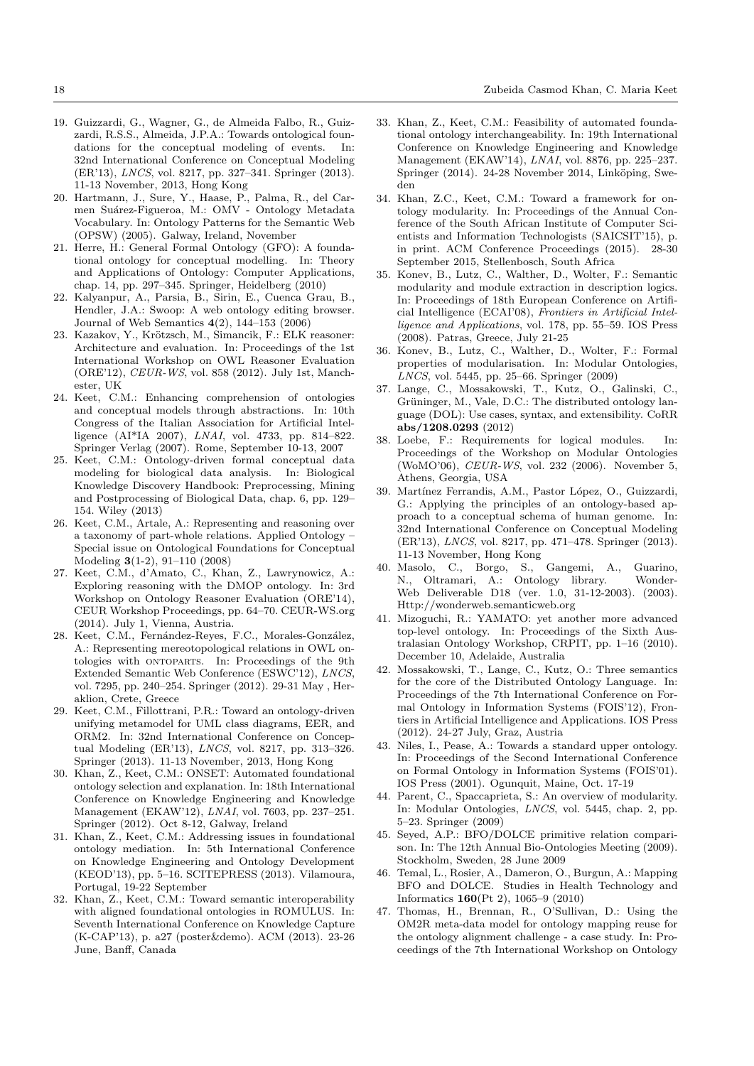19. Guizzardi, G., Wagner, G., de Almeida Falbo, R., Guizzardi, R.S.S., Almeida, J.P.A.: Towards ontological foundations for the conceptual modeling of events. In: 32nd International Conference on Conceptual Modeling (ER'13), *LNCS*, vol. 8217, pp. 327–341. Springer (2013). 11-13 November, 2013, Hong Kong
20. Hartmann, J., Sure, Y., Haase, P., Palma, R., del Carmen Suárez-Figueroa, M.: OMV - Ontology Metadata Vocabulary. In: Ontology Patterns for the Semantic Web (OPSW) (2005). Galway, Ireland, November
21. Herre, H.: General Formal Ontology (GFO): A foundational ontology for conceptual modelling. In: Theory and Applications of Ontology: Computer Applications, chap. 14, pp. 297–345. Springer, Heidelberg (2010)
22. Kalyanpur, A., Parsia, B., Sirin, E., Cuenca Grau, B., Hendler, J.A.: Swoop: A web ontology editing browser. Journal of Web Semantics **4**(2), 144–153 (2006)
23. Kazakov, Y., Krötzsch, M., Simancik, F.: ELK reasoner: Architecture and evaluation. In: Proceedings of the 1st International Workshop on OWL Reasoner Evaluation (ORE'12), *CEUR-WS*, vol. 858 (2012). July 1st, Manchester, UK
24. Keet, C.M.: Enhancing comprehension of ontologies and conceptual models through abstractions. In: 10th Congress of the Italian Association for Artificial Intelligence (AI*IA 2007), *LNAI*, vol. 4733, pp. 814–822. Springer Verlag (2007). Rome, September 10-13, 2007
25. Keet, C.M.: Ontology-driven formal conceptual data modeling for biological data analysis. In: Biological Knowledge Discovery Handbook: Preprocessing, Mining and Postprocessing of Biological Data, chap. 6, pp. 129–154. Wiley (2013)
26. Keet, C.M., Artale, A.: Representing and reasoning over a taxonomy of part-whole relations. Applied Ontology – Special issue on Ontological Foundations for Conceptual Modeling **3**(1-2), 91–110 (2008)
27. Keet, C.M., d'Amato, C., Khan, Z., Lawrynowicz, A.: Exploring reasoning with the DMOP ontology. In: 3rd Workshop on Ontology Reasoner Evaluation (ORE'14), CEUR Workshop Proceedings, pp. 64–70. CEUR-WS.org (2014). July 1, Vienna, Austria.
28. Keet, C.M., Fernández-Reyes, F.C., Morales-González, A.: Representing mereotopological relations in OWL ontologies with ONTOPARTS. In: Proceedings of the 9th Extended Semantic Web Conference (ESWC'12), *LNCS*, vol. 7295, pp. 240–254. Springer (2012). 29-31 May , Heraklion, Crete, Greece
29. Keet, C.M., Fillottrani, P.R.: Toward an ontology-driven unifying metamodel for UML class diagrams, EER, and ORM2. In: 32nd International Conference on Conceptual Modeling (ER'13), *LNCS*, vol. 8217, pp. 313–326. Springer (2013). 11-13 November, 2013, Hong Kong
30. Khan, Z., Keet, C.M.: ONSET: Automated foundational ontology selection and explanation. In: 18th International Conference on Knowledge Engineering and Knowledge Management (EKAW'12), *LNAI*, vol. 7603, pp. 237–251. Springer (2012). Oct 8-12, Galway, Ireland
31. Khan, Z., Keet, C.M.: Addressing issues in foundational ontology mediation. In: 5th International Conference on Knowledge Engineering and Ontology Development (KEOD'13), pp. 5–16. SCITEPRESS (2013). Vilamoura, Portugal, 19-22 September
32. Khan, Z., Keet, C.M.: Toward semantic interoperability with aligned foundational ontologies in ROMULUS. In: Seventh International Conference on Knowledge Capture (K-CAP'13), p. a27 (poster&demo). ACM (2013). 23-26 June, Banff, Canada
33. Khan, Z., Keet, C.M.: Feasibility of automated foundational ontology interchangeability. In: 19th International Conference on Knowledge Engineering and Knowledge Management (EKAW'14), *LNAI*, vol. 8876, pp. 225–237. Springer (2014). 24-28 November 2014, Linköping, Sweden
34. Khan, Z.C., Keet, C.M.: Toward a framework for ontology modularity. In: Proceedings of the Annual Conference of the South African Institute of Computer Scientists and Information Technologists (SAICSIT'15), p. in print. ACM Conference Proceedings (2015). 28-30 September 2015, Stellenbosch, South Africa
35. Konev, B., Lutz, C., Walther, D., Wolter, F.: Semantic modularity and module extraction in description logics. In: Proceedings of 18th European Conference on Artificial Intelligence (ECAI'08), *Frontiers in Artificial Intelligence and Applications*, vol. 178, pp. 55–59. IOS Press (2008). Patras, Greece, July 21-25
36. Konev, B., Lutz, C., Walther, D., Wolter, F.: Formal properties of modularisation. In: Modular Ontologies, *LNCS*, vol. 5445, pp. 25–66. Springer (2009)
37. Lange, C., Mossakowski, T., Kutz, O., Galinski, C., Grüninger, M., Vale, D.C.: The distributed ontology language (DOL): Use cases, syntax, and extensibility. CoRR **abs/1208.0293** (2012)
38. Loebe, F.: Requirements for logical modules. In: Proceedings of the Workshop on Modular Ontologies (WoMO'06), *CEUR-WS*, vol. 232 (2006). November 5, Athens, Georgia, USA
39. Martínez Ferrandis, A.M., Pastor López, O., Guizzardi, G.: Applying the principles of an ontology-based approach to a conceptual schema of human genome. In: 32nd International Conference on Conceptual Modeling (ER'13), *LNCS*, vol. 8217, pp. 471–478. Springer (2013). 11-13 November, Hong Kong
40. Masolo, C., Borgo, S., Gangemi, A., Guarino, N., Oltramari, A.: Ontology library. WonderWeb Deliverable D18 (ver. 1.0, 31-12-2003). (2003). Http://wonderweb.semanticweb.org
41. Mizoguchi, R.: YAMATO: yet another more advanced top-level ontology. In: Proceedings of the Sixth Australasian Ontology Workshop, CRPIT, pp. 1–16 (2010). December 10, Adelaide, Australia
42. Mossakowski, T., Lange, C., Kutz, O.: Three semantics for the core of the Distributed Ontology Language. In: Proceedings of the 7th International Conference on Formal Ontology in Information Systems (FOIS'12), Frontiers in Artificial Intelligence and Applications. IOS Press (2012). 24-27 July, Graz, Austria
43. Niles, I., Pease, A.: Towards a standard upper ontology. In: Proceedings of the Second International Conference on Formal Ontology in Information Systems (FOIS'01). IOS Press (2001). Ogunquit, Maine, Oct. 17-19
44. Parent, C., Spaccaprieta, S.: An overview of modularity. In: Modular Ontologies, *LNCS*, vol. 5445, chap. 2, pp. 5–23. Springer (2009)
45. Seyed, A.P.: BFO/DOLCE primitive relation comparison. In: The 12th Annual Bio-Ontologies Meeting (2009). Stockholm, Sweden, 28 June 2009
46. Temal, L., Rosier, A., Dameron, O., Burgun, A.: Mapping BFO and DOLCE. Studies in Health Technology and Informatics **160**(Pt 2), 1065–9 (2010)
47. Thomas, H., Brennan, R., O'Sullivan, D.: Using the OM2R meta-data model for ontology mapping reuse for the ontology alignment challenge - a case study. In: Proceedings of the 7th International Workshop on Ontology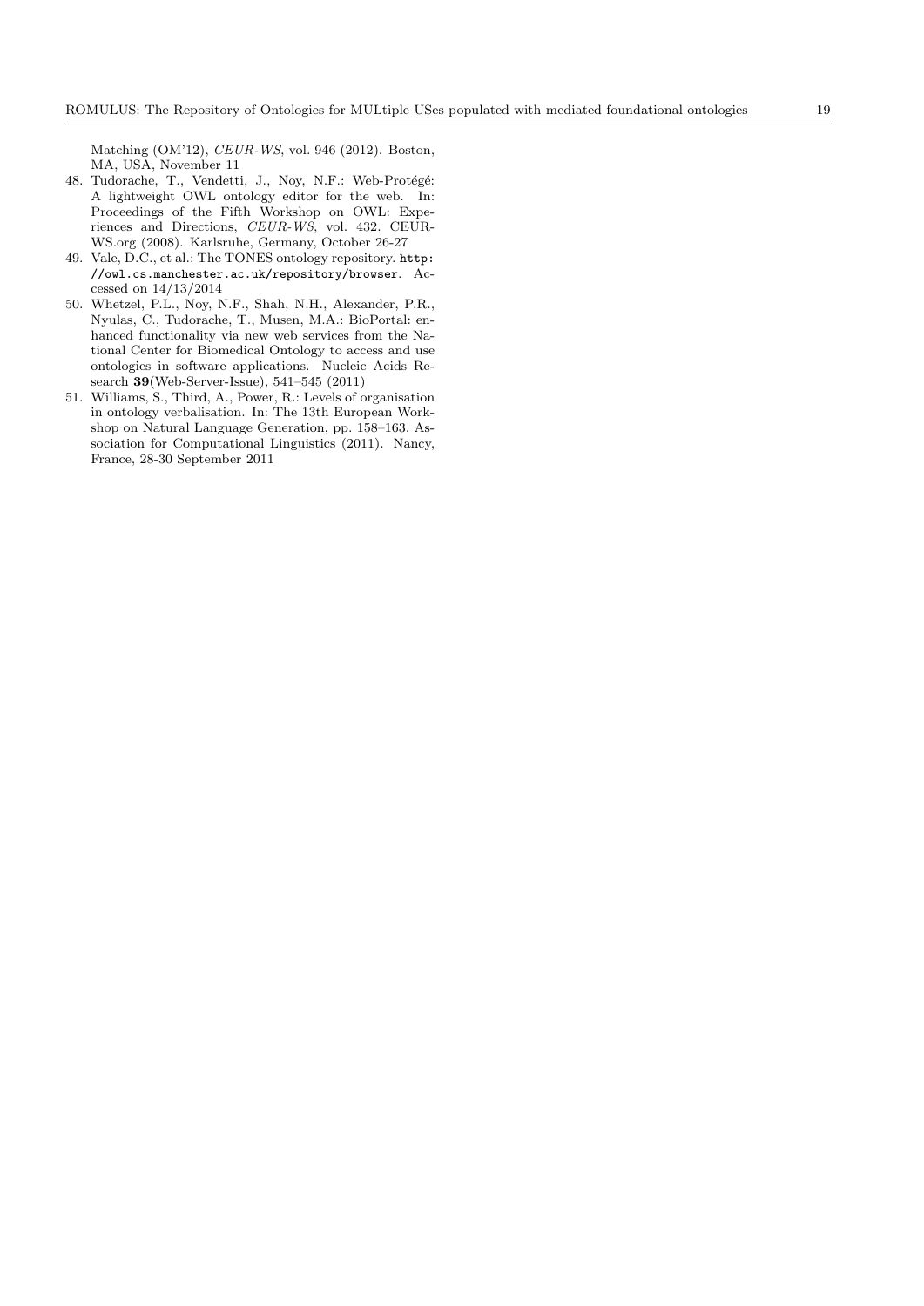Matching (OM'12), *CEUR-WS*, vol. 946 (2012). Boston, MA, USA, November 11

48. Tudorache, T., Vendetti, J., Noy, N.F.: Web-Protégé: A lightweight OWL ontology editor for the web. In: Proceedings of the Fifth Workshop on OWL: Experiences and Directions, *CEUR-WS*, vol. 432. CEUR-WS.org (2008). Karlsruhe, Germany, October 26-27
49. Vale, D.C., et al.: The TONES ontology repository. `http://owl.cs.manchester.ac.uk/repository/browser`. Accessed on 14/13/2014
50. Whetzel, P.L., Noy, N.F., Shah, N.H., Alexander, P.R., Nyulas, C., Tudorache, T., Musen, M.A.: BioPortal: enhanced functionality via new web services from the National Center for Biomedical Ontology to access and use ontologies in software applications. Nucleic Acids Research **39**(Web-Server-Issue), 541–545 (2011)
51. Williams, S., Third, A., Power, R.: Levels of organisation in ontology verbalisation. In: The 13th European Workshop on Natural Language Generation, pp. 158–163. Association for Computational Linguistics (2011). Nancy, France, 28-30 September 2011